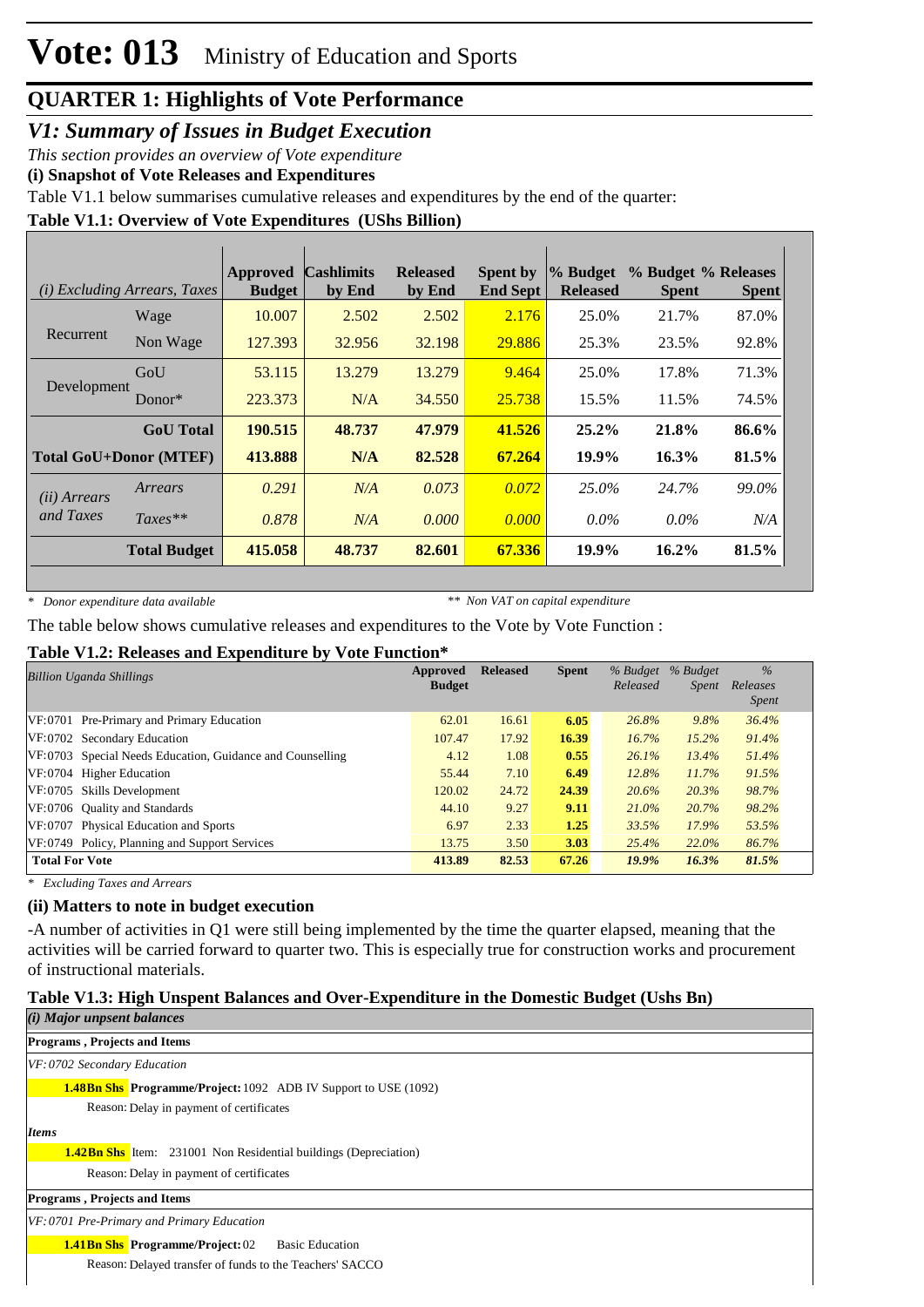# Vote: 013 Ministry of Education and Sports

## QUARTER 1: Highlights of Vote Performance

### *V1: Summary of Issues in Budget Execution*

*This section provides an overview of Vote expenditure*

**(i) Snapshot of Vote Releases and Expenditures**

Table V1.1 below summarises cumulative releases and expenditures by the end of the quarter:

**Table V1.1: Overview of Vote Expenditures (UShs Billion)**

| *(i) Excluding Arrears, Taxes* | | Approved Budget | Cashlimits by End | Released by End | Spent by End Sept | % Budget Released | % Budget Spent | % Releases Spent |
|---|---|---|---|---|---|---|---|---|
| Recurrent | Wage | 10.007 | 2.502 | 2.502 | 2.176 | 25.0% | 21.7% | 87.0% |
| | Non Wage | 127.393 | 32.956 | 32.198 | 29.886 | 25.3% | 23.5% | 92.8% |
| Development | GoU | 53.115 | 13.279 | 13.279 | 9.464 | 25.0% | 17.8% | 71.3% |
| | Donor* | 223.373 | N/A | 34.550 | 25.738 | 15.5% | 11.5% | 74.5% |
| | **GoU Total** | **190.515** | **48.737** | **47.979** | **41.526** | **25.2%** | **21.8%** | **86.6%** |
| **Total GoU+Donor (MTEF)** | | **413.888** | **N/A** | **82.528** | **67.264** | **19.9%** | **16.3%** | **81.5%** |
| *(ii) Arrears and Taxes* | *Arrears* | *0.291* | *N/A* | *0.073* | *0.072* | *25.0%* | *24.7%* | *99.0%* |
| | *Taxes*** | *0.878* | *N/A* | *0.000* | *0.000* | *0.0%* | *0.0%* | *N/A* |
| | **Total Budget** | **415.058** | **48.737** | **82.601** | **67.336** | **19.9%** | **16.2%** | **81.5%** |

*\* Donor expenditure data available* &nbsp;&nbsp;&nbsp; *** Non VAT on capital expenditure*

The table below shows cumulative releases and expenditures to the Vote by Vote Function :

**Table V1.2: Releases and Expenditure by Vote Function***

| *Billion Uganda Shillings* | Approved Budget | Released | Spent | *% Budget Released* | *% Budget Spent* | *% Releases Spent* |
|---|---|---|---|---|---|---|
| VF:0701 Pre-Primary and Primary Education | 62.01 | 16.61 | 6.05 | 26.8% | 9.8% | 36.4% |
| VF:0702 Secondary Education | 107.47 | 17.92 | 16.39 | 16.7% | 15.2% | 91.4% |
| VF:0703 Special Needs Education, Guidance and Counselling | 4.12 | 1.08 | 0.55 | 26.1% | 13.4% | 51.4% |
| VF:0704 Higher Education | 55.44 | 7.10 | 6.49 | 12.8% | 11.7% | 91.5% |
| VF:0705 Skills Development | 120.02 | 24.72 | 24.39 | 20.6% | 20.3% | 98.7% |
| VF:0706 Quality and Standards | 44.10 | 9.27 | 9.11 | 21.0% | 20.7% | 98.2% |
| VF:0707 Physical Education and Sports | 6.97 | 2.33 | 1.25 | 33.5% | 17.9% | 53.5% |
| VF:0749 Policy, Planning and Support Services | 13.75 | 3.50 | 3.03 | 25.4% | 22.0% | 86.7% |
| **Total For Vote** | **413.89** | **82.53** | **67.26** | **19.9%** | **16.3%** | **81.5%** |

*\* Excluding Taxes and Arrears*

**(ii) Matters to note in budget execution**

-A number of activities in Q1 were still being implemented by the time the quarter elapsed, meaning that the activities will be carried forward to quarter two. This is especially true for construction works and procurement of instructional materials.

**Table V1.3: High Unspent Balances and Over-Expenditure in the Domestic Budget (Ushs Bn)**

*(i) Major unpsent balances*

**Programs , Projects and Items**

*VF: 0702 Secondary Education*

**1.48Bn Shs** **Programme/Project:** 1092 ADB IV Support to USE (1092)

Reason: Delay in payment of certificates

***Items***

**1.42Bn Shs** Item: 231001 Non Residential buildings (Depreciation)

Reason: Delay in payment of certificates

**Programs , Projects and Items**

*VF: 0701 Pre-Primary and Primary Education*

**1.41Bn Shs** **Programme/Project:** 02 Basic Education

Reason: Delayed transfer of funds to the Teachers' SACCO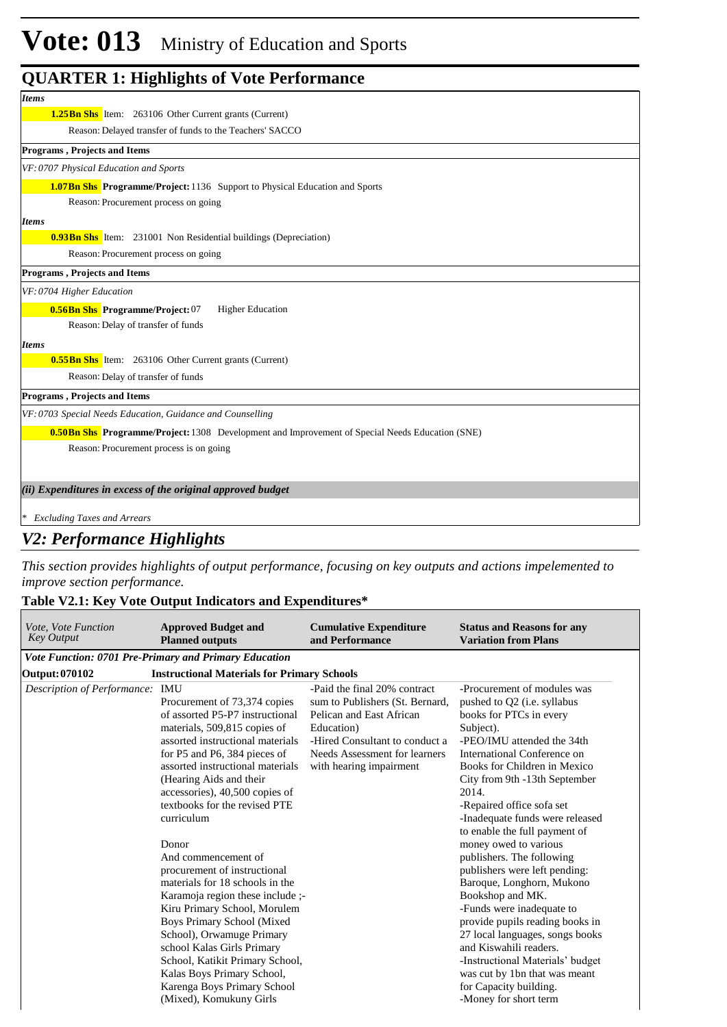# Vote: 013 Ministry of Education and Sports

## QUARTER 1: Highlights of Vote Performance

*Items*

**1.25Bn Shs** Item: 263106 Other Current grants (Current)

Reason: Delayed transfer of funds to the Teachers' SACCO

**Programs , Projects and Items**

*VF: 0707 Physical Education and Sports*

**1.07Bn Shs** **Programme/Project:** 1136 Support to Physical Education and Sports

Reason: Procurement process on going

*Items*

**0.93Bn Shs** Item: 231001 Non Residential buildings (Depreciation)

Reason: Procurement process on going

**Programs , Projects and Items**

*VF: 0704 Higher Education*

**0.56Bn Shs** **Programme/Project:** 07 Higher Education

Reason: Delay of transfer of funds

*Items*

**0.55Bn Shs** Item: 263106 Other Current grants (Current)

Reason: Delay of transfer of funds

**Programs , Projects and Items**

*VF: 0703 Special Needs Education, Guidance and Counselling*

**0.50Bn Shs** **Programme/Project:** 1308 Development and Improvement of Special Needs Education (SNE)

Reason: Procurement process is on going

***(ii) Expenditures in excess of the original approved budget***

*\* Excluding Taxes and Arrears*

## *V2: Performance Highlights*

*This section provides highlights of output performance, focusing on key outputs and actions impelemented to improve section performance.*

### Table V2.1: Key Vote Output Indicators and Expenditures*

| *Vote, Vote Function Key Output* | **Approved Budget and Planned outputs** | **Cumulative Expenditure and Performance** | **Status and Reasons for any Variation from Plans** |
|---|---|---|---|
| ***Vote Function: 0701 Pre-Primary and Primary Education*** | | | |
| **Output: 070102** | **Instructional Materials for Primary Schools** | | |
| *Description of Performance:* | IMU<br>Procurement of 73,374 copies of assorted P5-P7 instructional materials, 509,815 copies of assorted instructional materials for P5 and P6, 384 pieces of assorted instructional materials (Hearing Aids and their accessories), 40,500 copies of textbooks for the revised PTE curriculum<br><br>Donor<br>And commencement of procurement of instructional materials for 18 schools in the Karamoja region these include ;- Kiru Primary School, Morulem Boys Primary School (Mixed School), Orwamuge Primary school Kalas Girls Primary School, Katikit Primary School, Kalas Boys Primary School, Karenga Boys Primary School (Mixed), Komukuny Girls | -Paid the final 20% contract sum to Publishers (St. Bernard, Pelican and East African Education)<br>-Hired Consultant to conduct a Needs Assessment for learners with hearing impairment | -Procurement of modules was pushed to Q2 (i.e. syllabus books for PTCs in every Subject).<br>-PEO/IMU attended the 34th International Conference on Books for Children in Mexico City from 9th -13th September 2014.<br>-Repaired office sofa set<br>-Inadequate funds were released to enable the full payment of money owed to various publishers. The following publishers were left pending: Baroque, Longhorn, Mukono Bookshop and MK.<br>-Funds were inadequate to provide pupils reading books in 27 local languages, songs books and Kiswahili readers.<br>-Instructional Materials' budget was cut by 1bn that was meant for Capacity building.<br>-Money for short term |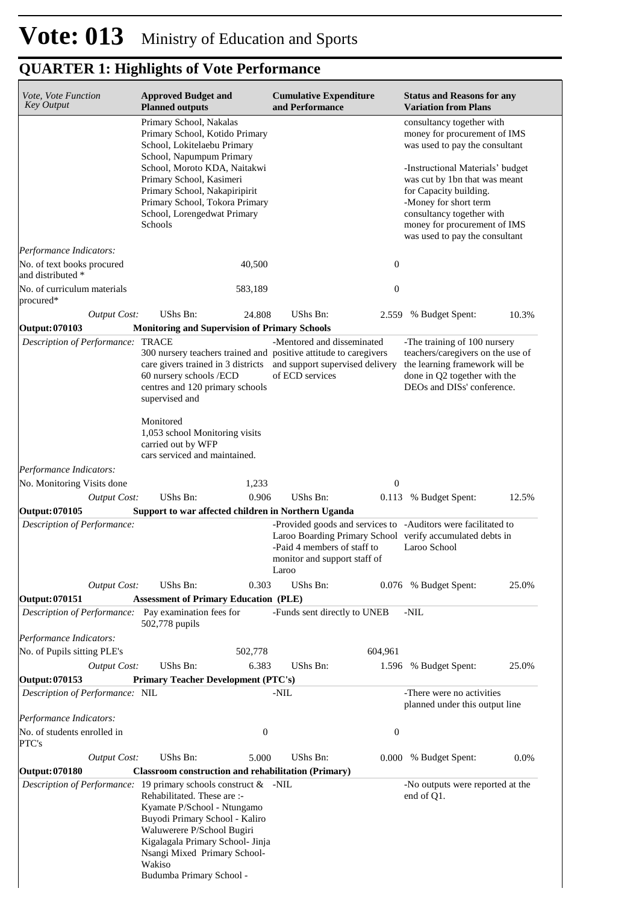# Vote: 013 Ministry of Education and Sports

## QUARTER 1: Highlights of Vote Performance

| *Vote, Vote Function Key Output* | **Approved Budget and Planned outputs** | | **Cumulative Expenditure and Performance** | | **Status and Reasons for any Variation from Plans** | |
|---|---|---|---|---|---|---|
| | Primary School, Nakalas Primary School, Kotido Primary School, Lokitelaebu Primary School, Napumpum Primary School, Moroto KDA, Naitakwi Primary School, Kasimeri Primary School, Nakapiripirit Primary School, Tokora Primary School, Lorengedwat Primary Schools | | | | consultancy together with money for procurement of IMS was used to pay the consultant<br><br>-Instructional Materials' budget was cut by 1bn that was meant for Capacity building.<br>-Money for short term consultancy together with money for procurement of IMS was used to pay the consultant | |
| *Performance Indicators:* | | | | | | |
| No. of text books procured and distributed * | | 40,500 | | 0 | | |
| No. of curriculum materials procured* | | 583,189 | | 0 | | |
| *Output Cost:* | UShs Bn: | 24.808 | UShs Bn: | 2.559 | % Budget Spent: | 10.3% |
| **Output: 070103** | **Monitoring and Supervision of Primary Schools** | | | | | |
| *Description of Performance:* | TRACE<br>300 nursery teachers trained and care givers trained in 3 districts<br>60 nursery schools /ECD centres and 120 primary schools supervised and<br><br>Monitored<br>1,053 school Monitoring visits carried out by WFP<br>cars serviced and maintained. | | -Mentored and disseminated positive attitude to caregivers and support supervised delivery of ECD services | | -The training of 100 nursery teachers/caregivers on the use of the learning framework will be done in Q2 together with the DEOs and DISs' conference. | |
| *Performance Indicators:* | | | | | | |
| No. Monitoring Visits done | | 1,233 | | 0 | | |
| *Output Cost:* | UShs Bn: | 0.906 | UShs Bn: | 0.113 | % Budget Spent: | 12.5% |
| **Output: 070105** | **Support to war affected children in Northern Uganda** | | | | | |
| *Description of Performance:* | | | -Provided goods and services to Laroo Boarding Primary School<br>-Paid 4 members of staff to monitor and support staff of Laroo | | -Auditors were facilitated to verify accumulated debts in Laroo School | |
| *Output Cost:* | UShs Bn: | 0.303 | UShs Bn: | 0.076 | % Budget Spent: | 25.0% |
| **Output: 070151** | **Assessment of Primary Education (PLE)** | | | | | |
| *Description of Performance:* | Pay examination fees for 502,778 pupils | | -Funds sent directly to UNEB | | -NIL | |
| *Performance Indicators:* | | | | | | |
| No. of Pupils sitting PLE's | | 502,778 | | 604,961 | | |
| *Output Cost:* | UShs Bn: | 6.383 | UShs Bn: | 1.596 | % Budget Spent: | 25.0% |
| **Output: 070153** | **Primary Teacher Development (PTC's)** | | | | | |
| *Description of Performance:* | NIL | | -NIL | | -There were no activities planned under this output line | |
| *Performance Indicators:* | | | | | | |
| No. of students enrolled in PTC's | | 0 | | 0 | | |
| *Output Cost:* | UShs Bn: | 5.000 | UShs Bn: | 0.000 | % Budget Spent: | 0.0% |
| **Output: 070180** | **Classroom construction and rehabilitation (Primary)** | | | | | |
| *Description of Performance:* | 19 primary schools construct & Rehabilitated. These are :-<br>Kyamate P/School - Ntungamo<br>Buyodi Primary School - Kaliro<br>Waluwerere P/School Bugiri<br>Kigalagala Primary School- Jinja<br>Nsangi Mixed Primary School- Wakiso<br>Budumba Primary School - | | -NIL | | -No outputs were reported at the end of Q1. | |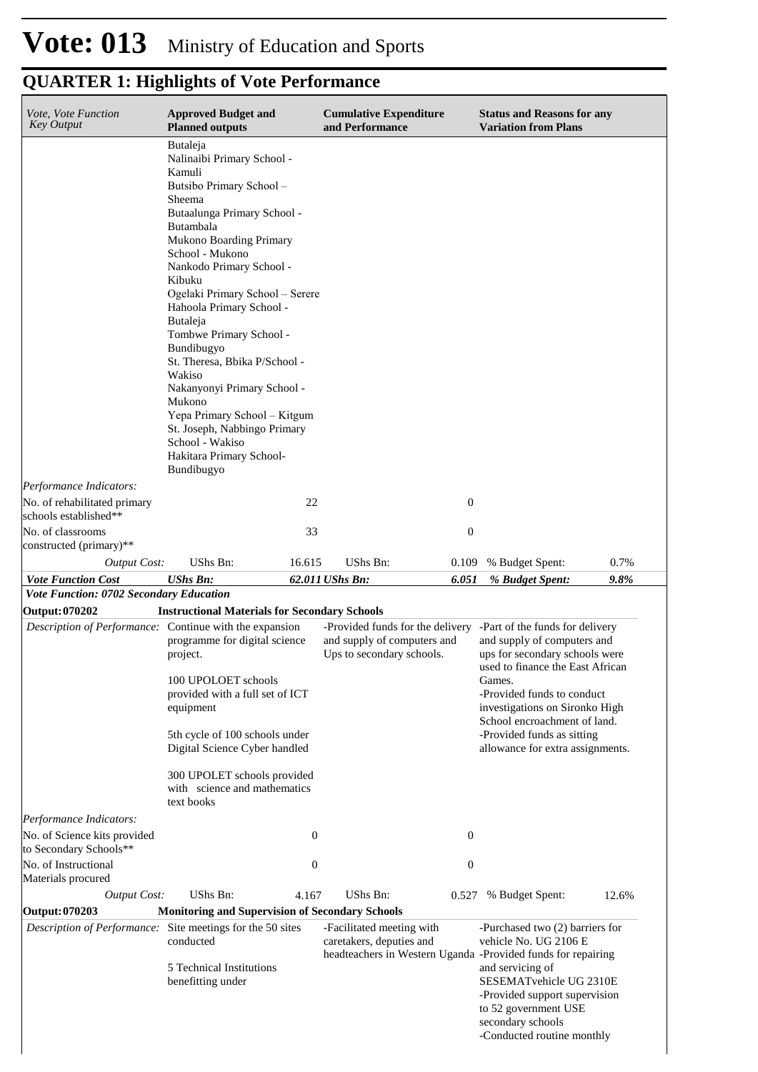# Vote: 013 Ministry of Education and Sports

## QUARTER 1: Highlights of Vote Performance

| *Vote, Vote Function Key Output* | **Approved Budget and Planned outputs** | | **Cumulative Expenditure and Performance** | | **Status and Reasons for any Variation from Plans** | |
|---|---|---|---|---|---|---|
| | Butaleja<br>Nalinaibi Primary School - Kamuli<br>Butsibo Primary School – Sheema<br>Butaalunga Primary School - Butambala<br>Mukono Boarding Primary School - Mukono<br>Nankodo Primary School - Kibuku<br>Ogelaki Primary School – Serere<br>Hahoola Primary School - Butaleja<br>Tombwe Primary School - Bundibugyo<br>St. Theresa, Bbika P/School - Wakiso<br>Nakanyonyi Primary School - Mukono<br>Yepa Primary School – Kitgum<br>St. Joseph, Nabbingo Primary School - Wakiso<br>Hakitara Primary School-Bundibugyo | | | | | |
| *Performance Indicators:* | | | | | | |
| No. of rehabilitated primary schools established** | | 22 | | 0 | | |
| No. of classrooms constructed (primary)** | | 33 | | 0 | | |
| *Output Cost:* | UShs Bn: | 16.615 | UShs Bn: | 0.109 | % Budget Spent: | 0.7% |
| ***Vote Function Cost*** | ***UShs Bn:*** | ***62.011*** | ***UShs Bn:*** | ***6.051*** | ***% Budget Spent:*** | ***9.8%*** |
| ***Vote Function: 0702 Secondary Education*** | | | | | | |
| **Output: 070202** | **Instructional Materials for Secondary Schools** | | | | | |
| *Description of Performance:* | Continue with the expansion programme for digital science project.<br><br>100 UPOLOET schools provided with a full set of ICT equipment<br><br>5th cycle of 100 schools under Digital Science Cyber handled<br><br>300 UPOLET schools provided with science and mathematics text books | | -Provided funds for the delivery and supply of computers and Ups to secondary schools. | | -Part of the funds for delivery and supply of computers and ups for secondary schools were used to finance the East African Games.<br>-Provided funds to conduct investigations on Sironko High School encroachment of land.<br>-Provided funds as sitting allowance for extra assignments. | |
| *Performance Indicators:* | | | | | | |
| No. of Science kits provided to Secondary Schools** | | 0 | | 0 | | |
| No. of Instructional Materials procured | | 0 | | 0 | | |
| *Output Cost:* | UShs Bn: | 4.167 | UShs Bn: | 0.527 | % Budget Spent: | 12.6% |
| **Output: 070203** | **Monitoring and Supervision of Secondary Schools** | | | | | |
| *Description of Performance:* | Site meetings for the 50 sites conducted<br><br>5 Technical Institutions benefitting under | | -Facilitated meeting with caretakers, deputies and headteachers in Western Uganda | | -Purchased two (2) barriers for vehicle No. UG 2106 E<br>-Provided funds for repairing and servicing of SESEMATvehicle UG 2310E<br>-Provided support supervision to 52 government USE secondary schools<br>-Conducted routine monthly | |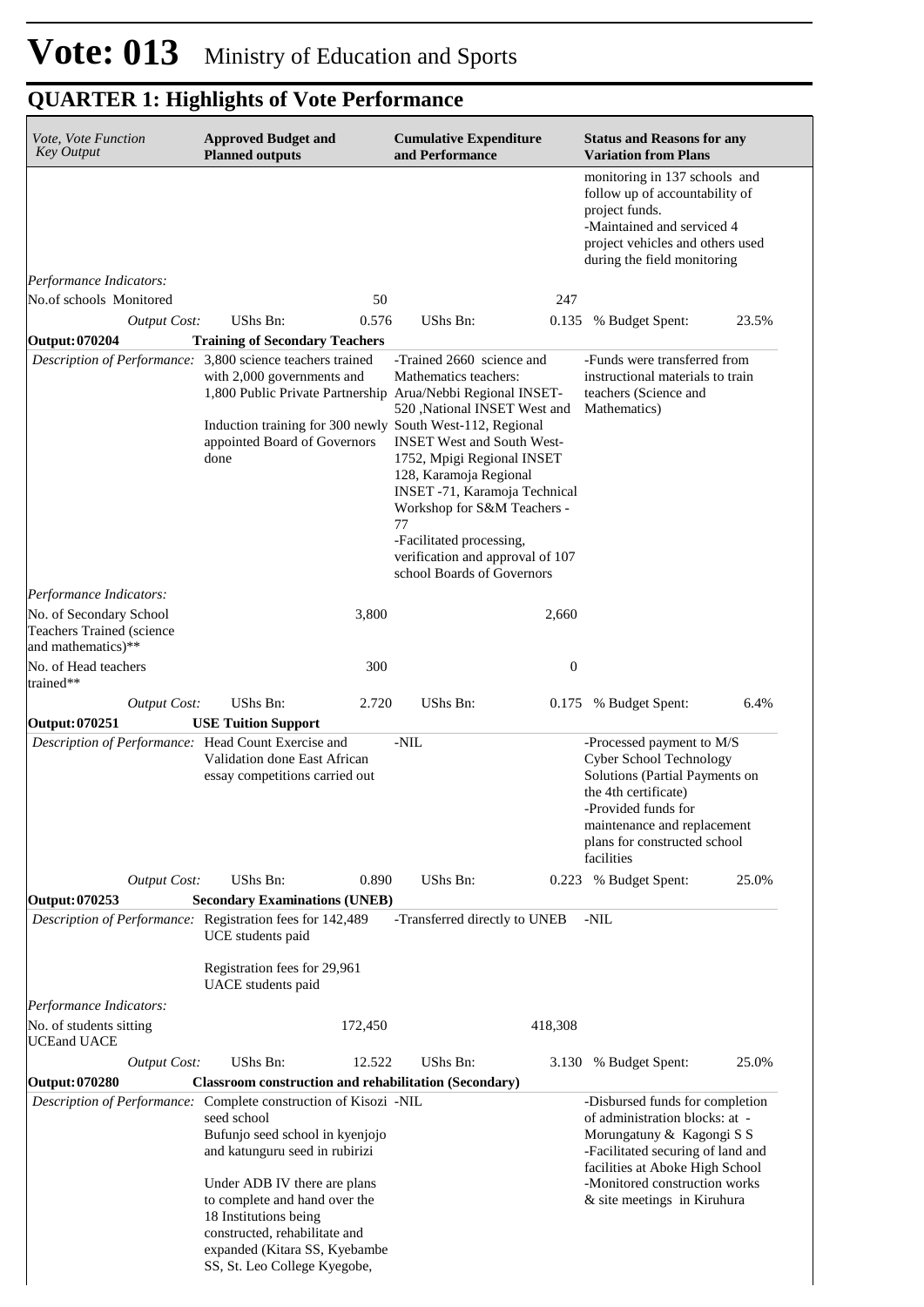# Vote: 013 Ministry of Education and Sports

## QUARTER 1: Highlights of Vote Performance

| Vote, Vote Function Key Output | Approved Budget and Planned outputs | | Cumulative Expenditure and Performance | | Status and Reasons for any Variation from Plans | |
|---|---|---|---|---|---|---|
| | | | | | monitoring in 137 schools and follow up of accountability of project funds.<br>-Maintained and serviced 4 project vehicles and others used during the field monitoring | |
| *Performance Indicators:* | | | | | | |
| No.of schools Monitored | | 50 | | 247 | | |
| *Output Cost:* | UShs Bn: | 0.576 | UShs Bn: | 0.135 | % Budget Spent: | 23.5% |
| **Output: 070204** | **Training of Secondary Teachers** | | | | | |
| *Description of Performance:* | 3,800 science teachers trained with 2,000 governments and 1,800 Public Private Partnership<br><br>Induction training for 300 newly appointed Board of Governors done | | -Trained 2660 science and Mathematics teachers: Arua/Nebbi Regional INSET-520 ,National INSET West and South West-112, Regional INSET West and South West-1752, Mpigi Regional INSET 128, Karamoja Regional INSET -71, Karamoja Technical Workshop for S&M Teachers - 77<br>-Facilitated processing, verification and approval of 107 school Boards of Governors | | -Funds were transferred from instructional materials to train teachers (Science and Mathematics) | |
| *Performance Indicators:* | | | | | | |
| No. of Secondary School Teachers Trained (science and mathematics)** | | 3,800 | | 2,660 | | |
| No. of Head teachers trained** | | 300 | | 0 | | |
| *Output Cost:* | UShs Bn: | 2.720 | UShs Bn: | 0.175 | % Budget Spent: | 6.4% |
| **Output: 070251** | **USE Tuition Support** | | | | | |
| *Description of Performance:* | Head Count Exercise and Validation done East African essay competitions carried out | | -NIL | | -Processed payment to M/S Cyber School Technology Solutions (Partial Payments on the 4th certificate)<br>-Provided funds for maintenance and replacement plans for constructed school facilities | |
| *Output Cost:* | UShs Bn: | 0.890 | UShs Bn: | 0.223 | % Budget Spent: | 25.0% |
| **Output: 070253** | **Secondary Examinations (UNEB)** | | | | | |
| *Description of Performance:* | Registration fees for 142,489 UCE students paid<br><br>Registration fees for 29,961 UACE students paid | | -Transferred directly to UNEB | | -NIL | |
| *Performance Indicators:* | | | | | | |
| No. of students sitting UCEand UACE | | 172,450 | | 418,308 | | |
| *Output Cost:* | UShs Bn: | 12.522 | UShs Bn: | 3.130 | % Budget Spent: | 25.0% |
| **Output: 070280** | **Classroom construction and rehabilitation (Secondary)** | | | | | |
| *Description of Performance:* | Complete construction of Kisozi seed school<br>Bufunjo seed school in kyenjojo and katunguru seed in rubirizi<br><br>Under ADB IV there are plans to complete and hand over the 18 Institutions being constructed, rehabilitate and expanded (Kitara SS, Kyebambe SS, St. Leo College Kyegobe, | | -NIL | | -Disbursed funds for completion of administration blocks: at -Morungatuny & Kagongi S S<br>-Facilitated securing of land and facilities at Aboke High School<br>-Monitored construction works & site meetings in Kiruhura | |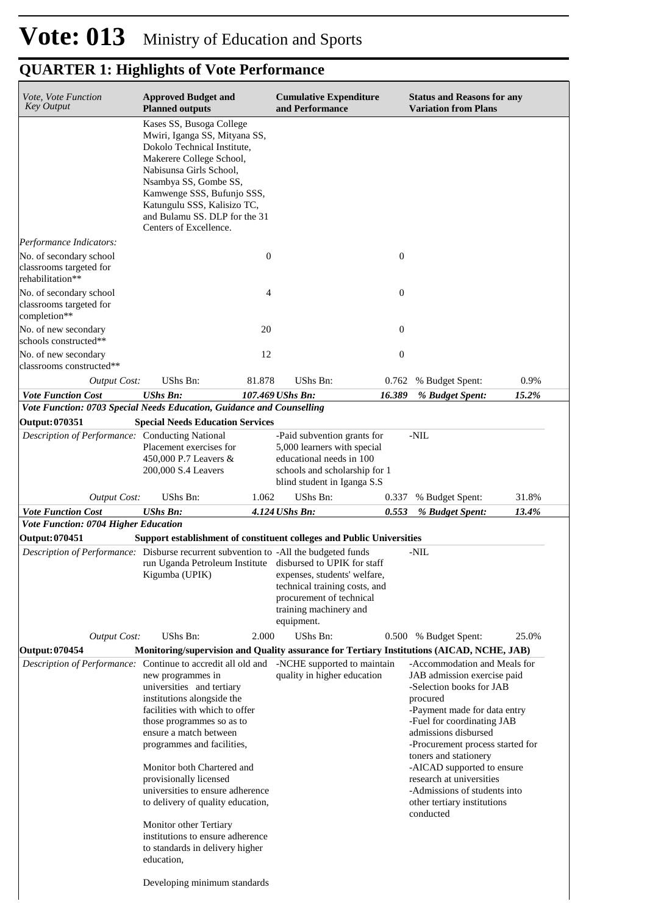# Vote: 013 Ministry of Education and Sports

## QUARTER 1: Highlights of Vote Performance

| *Vote, Vote Function Key Output* | **Approved Budget and Planned outputs** | | **Cumulative Expenditure and Performance** | | **Status and Reasons for any Variation from Plans** | |
|---|---|---|---|---|---|---|
| | Kases SS, Busoga College Mwiri, Iganga SS, Mityana SS, Dokolo Technical Institute, Makerere College School, Nabisunsa Girls School, Nsambya SS, Gombe SS, Kamwenge SSS, Bufunjo SSS, Katungulu SSS, Kalisizo TC, and Bulamu SS. DLP for the 31 Centers of Excellence. | | | | | |
| *Performance Indicators:* | | | | | | |
| No. of secondary school classrooms targeted for rehabilitation** | | 0 | | 0 | | |
| No. of secondary school classrooms targeted for completion** | | 4 | | 0 | | |
| No. of new secondary schools constructed** | | 20 | | 0 | | |
| No. of new secondary classrooms constructed** | | 12 | | 0 | | |
| *Output Cost:* | UShs Bn: | 81.878 | UShs Bn: | 0.762 | % Budget Spent: | 0.9% |
| ***Vote Function Cost*** | ***UShs Bn:*** | ***107.469*** | ***UShs Bn:*** | ***16.389*** | ***% Budget Spent:*** | ***15.2%*** |
| ***Vote Function: 0703 Special Needs Education, Guidance and Counselling*** | | | | | | |
| **Output: 070351** | **Special Needs Education Services** | | | | | |
| *Description of Performance:* | Conducting National Placement exercises for 450,000 P.7 Leavers & 200,000 S.4 Leavers | | -Paid subvention grants for 5,000 learners with special educational needs in 100 schools and scholarship for 1 blind student in Iganga S.S | | -NIL | |
| *Output Cost:* | UShs Bn: | 1.062 | UShs Bn: | 0.337 | % Budget Spent: | 31.8% |
| ***Vote Function Cost*** | ***UShs Bn:*** | ***4.124*** | ***UShs Bn:*** | ***0.553*** | ***% Budget Spent:*** | ***13.4%*** |
| ***Vote Function: 0704 Higher Education*** | | | | | | |
| **Output: 070451** | **Support establishment of constituent colleges and Public Universities** | | | | | |
| *Description of Performance:* | Disburse recurrent subvention to run Uganda Petroleum Institute Kigumba (UPIK) | | -All the budgeted funds disbursed to UPIK for staff expenses, students' welfare, technical training costs, and procurement of technical training machinery and equipment. | | -NIL | |
| *Output Cost:* | UShs Bn: | 2.000 | UShs Bn: | 0.500 | % Budget Spent: | 25.0% |
| **Output: 070454** | **Monitoring/supervision and Quality assurance for Tertiary Institutions (AICAD, NCHE, JAB)** | | | | | |
| *Description of Performance:* | Continue to accredit all old and new programmes in universities and tertiary institutions alongside the facilities with which to offer those programmes so as to ensure a match between programmes and facilities,<br><br>Monitor both Chartered and provisionally licensed universities to ensure adherence to delivery of quality education,<br><br>Monitor other Tertiary institutions to ensure adherence to standards in delivery higher education,<br><br>Developing minimum standards | | -NCHE supported to maintain quality in higher education | | -Accommodation and Meals for JAB admission exercise paid<br>-Selection books for JAB procured<br>-Payment made for data entry<br>-Fuel for coordinating JAB admissions disbursed<br>-Procurement process started for toners and stationery<br>-AICAD supported to ensure research at universities<br>-Admissions of students into other tertiary institutions conducted | |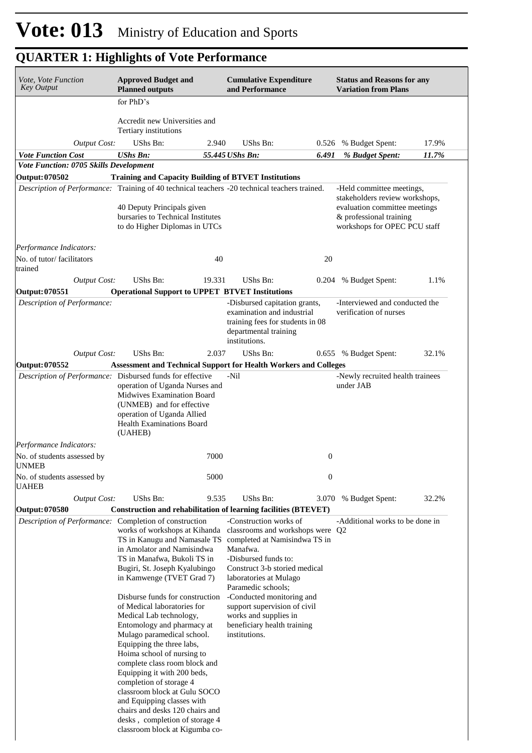# Vote: 013 Ministry of Education and Sports

## QUARTER 1: Highlights of Vote Performance

| *Vote, Vote Function Key Output* | **Approved Budget and Planned outputs** | | **Cumulative Expenditure and Performance** | | **Status and Reasons for any Variation from Plans** | |
|---|---|---|---|---|---|---|
| | for PhD's<br><br>Accredit new Universities and Tertiary institutions | | | | | |
| *Output Cost:* | UShs Bn: | 2.940 | UShs Bn: | 0.526 | % Budget Spent: | 17.9% |
| ***Vote Function Cost*** | ***UShs Bn:*** | ***55.445*** | ***UShs Bn:*** | ***6.491*** | ***% Budget Spent:*** | ***11.7%*** |
| ***Vote Function: 0705 Skills Development*** | | | | | | |
| **Output: 070502** | **Training and Capacity Building of BTVET Institutions** | | | | | |
| *Description of Performance:* | Training of 40 technical teachers<br><br>40 Deputy Principals given bursaries to Technical Institutes to do Higher Diplomas in UTCs | | -20 technical teachers trained. | | -Held committee meetings, stakeholders review workshops, evaluation committee meetings & professional training workshops for OPEC PCU staff | |
| *Performance Indicators:* | | | | | | |
| No. of tutor/ facilitators trained | | 40 | | 20 | | |
| *Output Cost:* | UShs Bn: | 19.331 | UShs Bn: | 0.204 | % Budget Spent: | 1.1% |
| **Output: 070551** | **Operational Support to UPPET BTVET Institutions** | | | | | |
| *Description of Performance:* | | | -Disbursed capitation grants, examination and industrial training fees for students in 08 departmental training institutions. | | -Interviewed and conducted the verification of nurses | |
| *Output Cost:* | UShs Bn: | 2.037 | UShs Bn: | 0.655 | % Budget Spent: | 32.1% |
| **Output: 070552** | **Assessment and Technical Support for Health Workers and Colleges** | | | | | |
| *Description of Performance:* | Disbursed funds for effective operation of Uganda Nurses and Midwives Examination Board (UNMEB) and for effective operation of Uganda Allied Health Examinations Board (UAHEB) | | -Nil | | -Newly recruited health trainees under JAB | |
| *Performance Indicators:* | | | | | | |
| No. of students assessed by UNMEB | | 7000 | | 0 | | |
| No. of students assessed by UAHEB | | 5000 | | 0 | | |
| *Output Cost:* | UShs Bn: | 9.535 | UShs Bn: | 3.070 | % Budget Spent: | 32.2% |
| **Output: 070580** | **Construction and rehabilitation of learning facilities (BTEVET)** | | | | | |
| *Description of Performance:* | Completion of construction works of workshops at Kihanda TS in Kanugu and Namasale TS in Amolator and Namisindwa TS in Manafwa, Bukoli TS in Bugiri, St. Joseph Kyalubingo in Kamwenge (TVET Grad 7)<br><br>Disburse funds for construction of Medical laboratories for Medical Lab technology, Entomology and pharmacy at Mulago paramedical school. Equipping the three labs, Hoima school of nursing to complete class room block and Equipping it with 200 beds, completion of storage 4 classroom block at Gulu SOCO and Equipping classes with chairs and desks 120 chairs and desks , completion of storage 4 classroom block at Kigumba co- | | -Construction works of classrooms and workshops were completed at Namisindwa TS in Manafwa.<br>-Disbursed funds to:<br>Construct 3-b storied medical laboratories at Mulago Paramedic schools;<br>-Conducted monitoring and support supervision of civil works and supplies in beneficiary health training institutions. | | -Additional works to be done in Q2 | |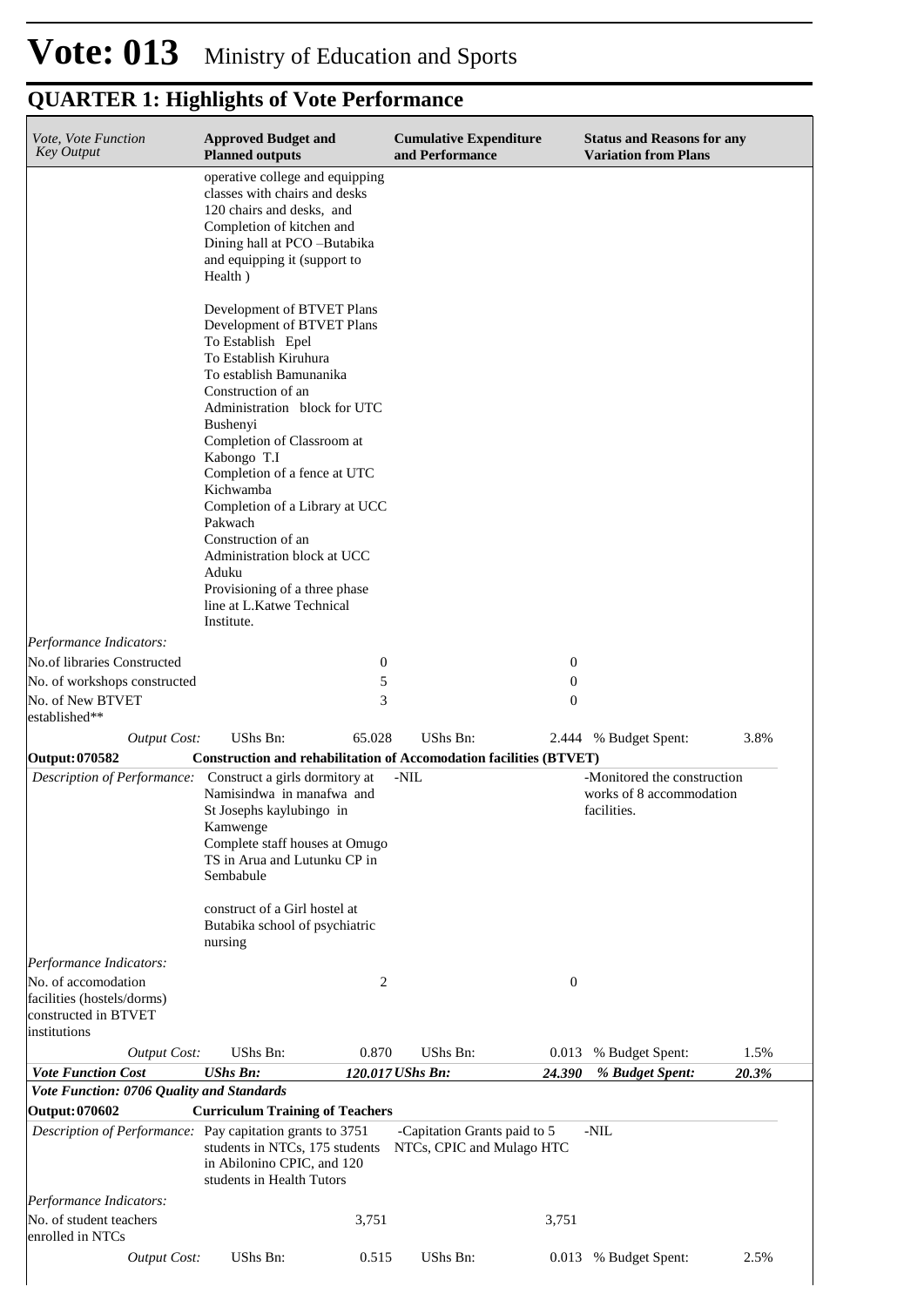# Vote: 013 Ministry of Education and Sports

## QUARTER 1: Highlights of Vote Performance

| *Vote, Vote Function Key Output* | **Approved Budget and Planned outputs** | | **Cumulative Expenditure and Performance** | | **Status and Reasons for any Variation from Plans** | |
|---|---|---|---|---|---|---|
| | operative college and equipping classes with chairs and desks 120 chairs and desks, and Completion of kitchen and Dining hall at PCO –Butabika and equipping it (support to Health )<br><br>Development of BTVET Plans<br>Development of BTVET Plans<br>To Establish Epel<br>To Establish Kiruhura<br>To establish Bamunanika<br>Construction of an Administration block for UTC Bushenyi<br>Completion of Classroom at Kabongo T.I<br>Completion of a fence at UTC Kichwamba<br>Completion of a Library at UCC Pakwach<br>Construction of an Administration block at UCC Aduku<br>Provisioning of a three phase line at L.Katwe Technical Institute. | | | | | |
| *Performance Indicators:* | | | | | | |
| No.of libraries Constructed | | 0 | | 0 | | |
| No. of workshops constructed | | 5 | | 0 | | |
| No. of New BTVET established** | | 3 | | 0 | | |
| *Output Cost:* | UShs Bn: | 65.028 | UShs Bn: | 2.444 | % Budget Spent: | 3.8% |
| **Output: 070582** | **Construction and rehabilitation of Accomodation facilities (BTVET)** | | | | | |
| *Description of Performance:* | Construct a girls dormitory at Namisindwa in manafwa and St Josephs kaylubingo in Kamwenge<br>Complete staff houses at Omugo TS in Arua and Lutunku CP in Sembabule<br><br>construct of a Girl hostel at Butabika school of psychiatric nursing | | -NIL | | -Monitored the construction works of 8 accommodation facilities. | |
| *Performance Indicators:* | | | | | | |
| No. of accomodation facilities (hostels/dorms) constructed in BTVET institutions | | 2 | | 0 | | |
| *Output Cost:* | UShs Bn: | 0.870 | UShs Bn: | 0.013 | % Budget Spent: | 1.5% |
| ***Vote Function Cost*** | ***UShs Bn:*** | ***120.017*** | ***UShs Bn:*** | ***24.390*** | ***% Budget Spent:*** | ***20.3%*** |
| ***Vote Function: 0706 Quality and Standards*** | | | | | | |
| **Output: 070602** | **Curriculum Training of Teachers** | | | | | |
| *Description of Performance:* | Pay capitation grants to 3751 students in NTCs, 175 students in Abilonino CPIC, and 120 students in Health Tutors | | -Capitation Grants paid to 5 NTCs, CPIC and Mulago HTC | | -NIL | |
| *Performance Indicators:* | | | | | | |
| No. of student teachers enrolled in NTCs | | 3,751 | | 3,751 | | |
| *Output Cost:* | UShs Bn: | 0.515 | UShs Bn: | 0.013 | % Budget Spent: | 2.5% |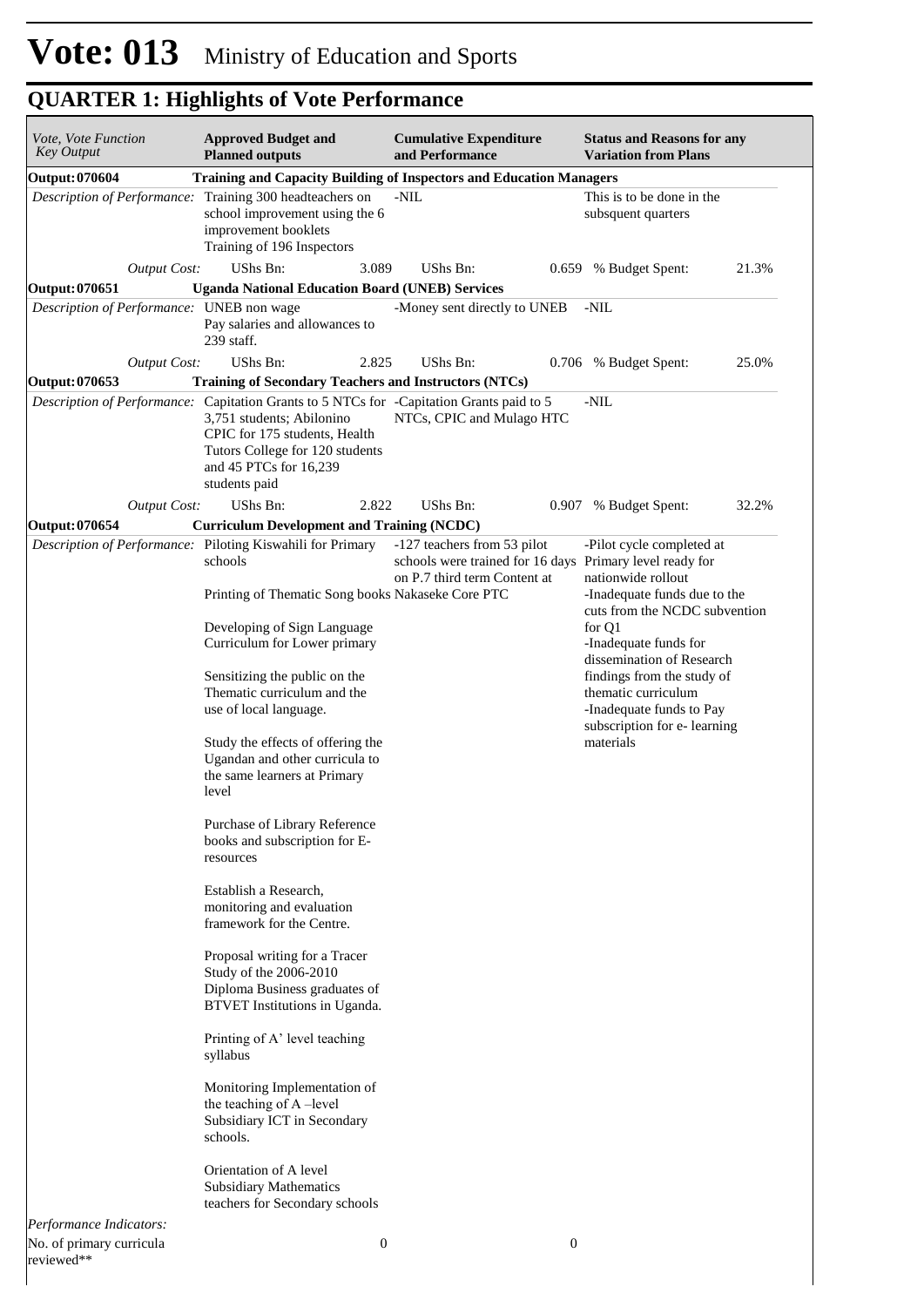# Vote: 013 Ministry of Education and Sports

## QUARTER 1: Highlights of Vote Performance

| *Vote, Vote Function Key Output* | **Approved Budget and Planned outputs** | **Cumulative Expenditure and Performance** | **Status and Reasons for any Variation from Plans** |
|---|---|---|---|
| **Output: 070604** | **Training and Capacity Building of Inspectors and Education Managers** | | |
| *Description of Performance:* | Training 300 headteachers on school improvement using the 6 improvement booklets<br>Training of 196 Inspectors | -NIL | This is to be done in the subsequent quarters |
| *Output Cost:* | UShs Bn: 3.089 | UShs Bn: 0.659 | % Budget Spent: 21.3% |
| **Output: 070651** | **Uganda National Education Board (UNEB) Services** | | |
| *Description of Performance:* | UNEB non wage<br>Pay salaries and allowances to 239 staff. | -Money sent directly to UNEB | -NIL |
| *Output Cost:* | UShs Bn: 2.825 | UShs Bn: 0.706 | % Budget Spent: 25.0% |
| **Output: 070653** | **Training of Secondary Teachers and Instructors (NTCs)** | | |
| *Description of Performance:* | Capitation Grants to 5 NTCs for 3,751 students; Abilonino CPIC for 175 students, Health Tutors College for 120 students and 45 PTCs for 16,239 students paid | -Capitation Grants paid to 5 NTCs, CPIC and Mulago HTC | -NIL |
| *Output Cost:* | UShs Bn: 2.822 | UShs Bn: 0.907 | % Budget Spent: 32.2% |
| **Output: 070654** | **Curriculum Development and Training (NCDC)** | | |
| *Description of Performance:* | Piloting Kiswahili for Primary schools<br><br>Printing of Thematic Song books<br><br>Developing of Sign Language Curriculum for Lower primary<br><br>Sensitizing the public on the Thematic curriculum and the use of local language.<br><br>Study the effects of offering the Ugandan and other curricula to the same learners at Primary level<br><br>Purchase of Library Reference books and subscription for E-resources<br><br>Establish a Research, monitoring and evaluation framework for the Centre.<br><br>Proposal writing for a Tracer Study of the 2006-2010 Diploma Business graduates of BTVET Institutions in Uganda.<br><br>Printing of A' level teaching syllabus<br><br>Monitoring Implementation of the teaching of A –level Subsidiary ICT in Secondary schools.<br><br>Orientation of A level Subsidiary Mathematics teachers for Secondary schools | -127 teachers from 53 pilot schools were trained for 16 days on P.7 third term Content at Nakaseke Core PTC | -Pilot cycle completed at Primary level ready for nationwide rollout<br>-Inadequate funds due to the cuts from the NCDC subvention for Q1<br>-Inadequate funds for dissemination of Research findings from the study of thematic curriculum<br>-Inadequate funds to Pay subscription for e- learning materials |
| *Performance Indicators:* | | | |
| No. of primary curricula reviewed** | 0 | 0 | |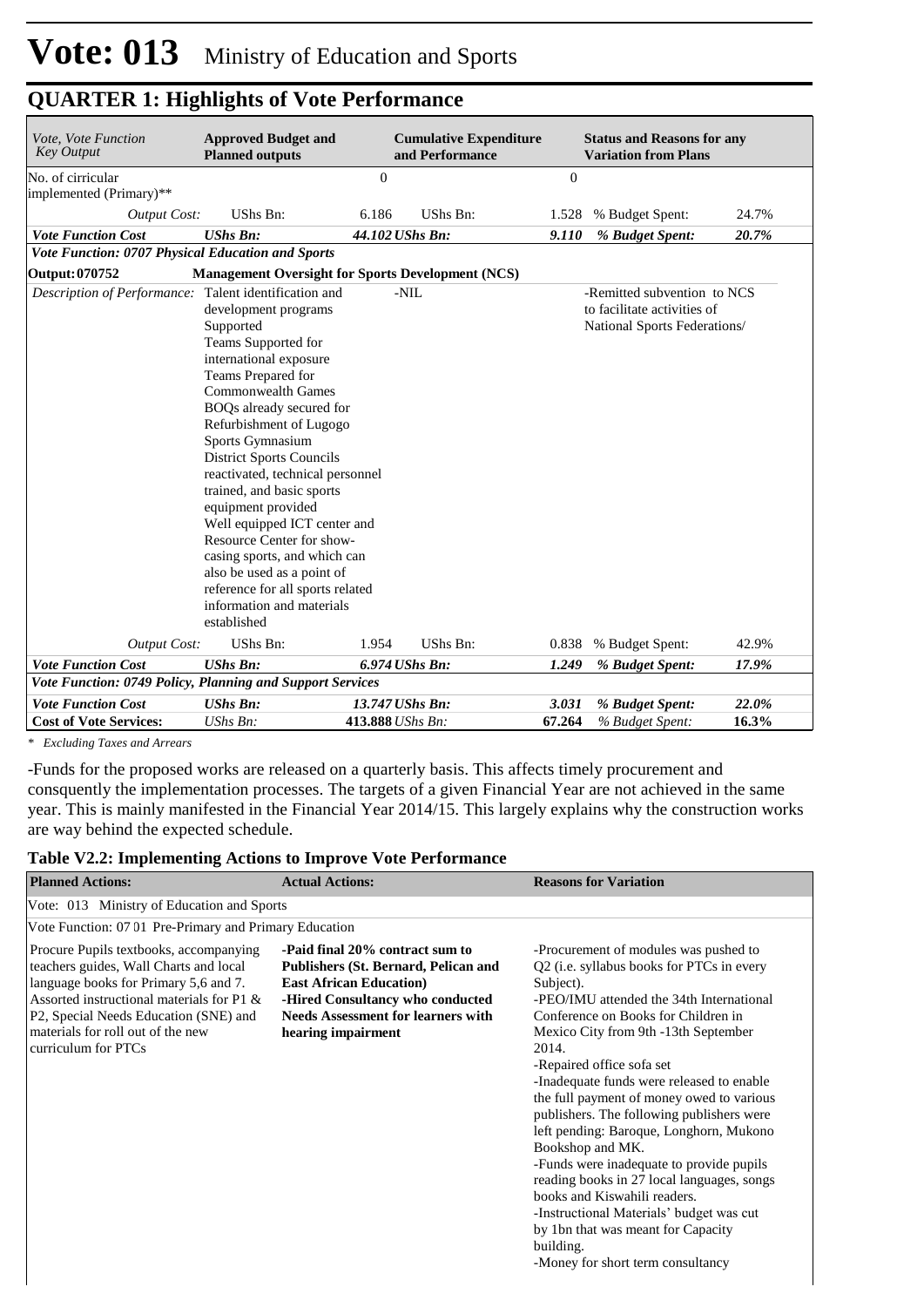# Vote: 013 Ministry of Education and Sports

## QUARTER 1: Highlights of Vote Performance

| *Vote, Vote Function Key Output* | **Approved Budget and Planned outputs** | | **Cumulative Expenditure and Performance** | | **Status and Reasons for any Variation from Plans** | |
|---|---|---|---|---|---|---|
| No. of cirricular implemented (Primary)** | | 0 | | 0 | | |
| *Output Cost:* | UShs Bn: | 6.186 | UShs Bn: | 1.528 | % Budget Spent: | 24.7% |
| ***Vote Function Cost*** | ***UShs Bn:*** | ***44.102*** | ***UShs Bn:*** | ***9.110*** | ***% Budget Spent:*** | ***20.7%*** |
| ***Vote Function: 0707 Physical Education and Sports*** | | | | | | |
| **Output: 070752** | **Management Oversight for Sports Development (NCS)** | | | | | |
| *Description of Performance:* | Talent identification and development programs Supported<br>Teams Supported for international exposure<br>Teams Prepared for Commonwealth Games<br>BOQs already secured for Refurbishment of Lugogo Sports Gymnasium<br>District Sports Councils reactivated, technical personnel trained, and basic sports equipment provided<br>Well equipped ICT center and Resource Center for show-casing sports, and which can also be used as a point of reference for all sports related information and materials established | | -NIL | | -Remitted subvention to NCS to facilitate activities of National Sports Federations/ | |
| *Output Cost:* | UShs Bn: | 1.954 | UShs Bn: | 0.838 | % Budget Spent: | 42.9% |
| ***Vote Function Cost*** | ***UShs Bn:*** | ***6.974*** | ***UShs Bn:*** | ***1.249*** | ***% Budget Spent:*** | ***17.9%*** |
| ***Vote Function: 0749 Policy, Planning and Support Services*** | | | | | | |
| ***Vote Function Cost*** | ***UShs Bn:*** | ***13.747*** | ***UShs Bn:*** | ***3.031*** | ***% Budget Spent:*** | ***22.0%*** |
| **Cost of Vote Services:** | *UShs Bn:* | **413.888** | *UShs Bn:* | **67.264** | *% Budget Spent:* | **16.3%** |

*\* Excluding Taxes and Arrears*

-Funds for the proposed works are released on a quarterly basis. This affects timely procurement and consquently the implementation processes. The targets of a given Financial Year are not achieved in the same year. This is mainly manifested in the Financial Year 2014/15. This largely explains why the construction works are way behind the expected schedule.

### Table V2.2: Implementing Actions to Improve Vote Performance

| **Planned Actions:** | **Actual Actions:** | **Reasons for Variation** |
|---|---|---|
| Vote: 013 Ministry of Education and Sports | | |
| Vote Function: 07 01 Pre-Primary and Primary Education | | |
| Procure Pupils textbooks, accompanying teachers guides, Wall Charts and local language books for Primary 5,6 and 7. Assorted instructional materials for P1 & P2, Special Needs Education (SNE) and materials for roll out of the new curriculum for PTCs | **-Paid final 20% contract sum to Publishers (St. Bernard, Pelican and East African Education)**<br>**-Hired Consultancy who conducted Needs Assessment for learners with hearing impairment** | -Procurement of modules was pushed to Q2 (i.e. syllabus books for PTCs in every Subject).<br>-PEO/IMU attended the 34th International Conference on Books for Children in Mexico City from 9th -13th September 2014.<br>-Repaired office sofa set<br>-Inadequate funds were released to enable the full payment of money owed to various publishers. The following publishers were left pending: Baroque, Longhorn, Mukono Bookshop and MK.<br>-Funds were inadequate to provide pupils reading books in 27 local languages, songs books and Kiswahili readers.<br>-Instructional Materials' budget was cut by 1bn that was meant for Capacity building.<br>-Money for short term consultancy |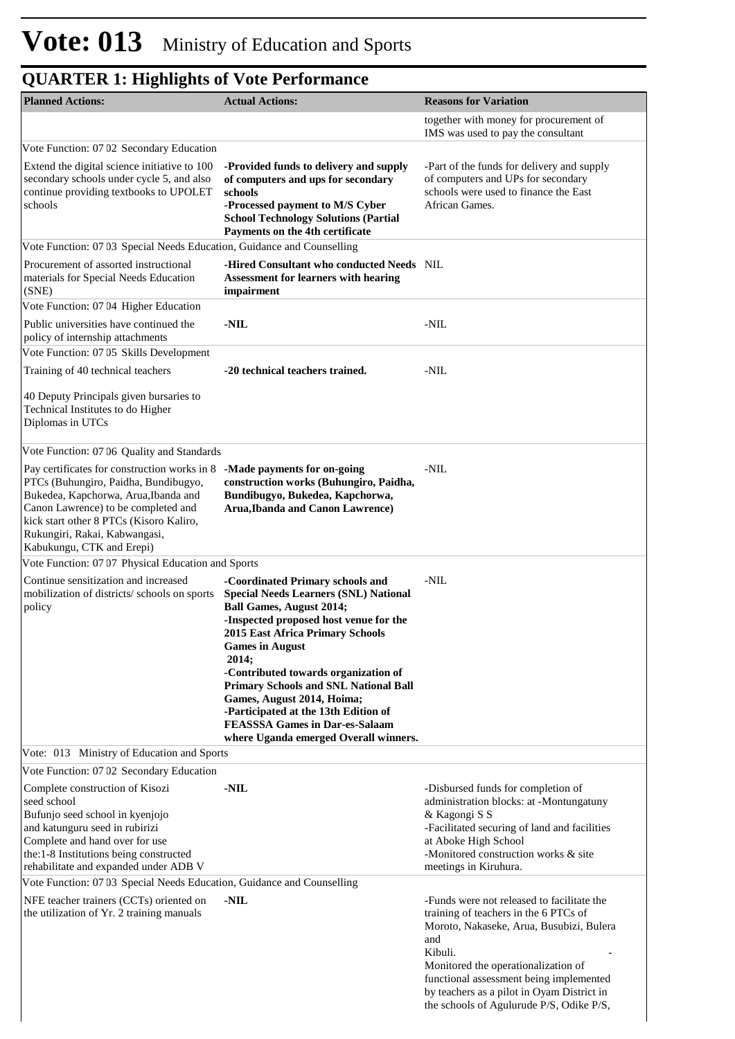# Vote: 013 Ministry of Education and Sports

## QUARTER 1: Highlights of Vote Performance

| Planned Actions: | Actual Actions: | Reasons for Variation |
|---|---|---|
| | | together with money for procurement of IMS was used to pay the consultant |
| Vote Function: 07 02 Secondary Education | | |
| Extend the digital science initiative to 100 secondary schools under cycle 5, and also continue providing textbooks to UPOLET schools | **-Provided funds to delivery and supply of computers and ups for secondary schools**<br>**-Processed payment to M/S Cyber School Technology Solutions (Partial Payments on the 4th certificate** | -Part of the funds for delivery and supply of computers and UPs for secondary schools were used to finance the East African Games. |
| Vote Function: 07 03 Special Needs Education, Guidance and Counselling | | |
| Procurement of assorted instructional materials for Special Needs Education (SNE) | **-Hired Consultant who conducted Needs Assessment for learners with hearing impairment** | NIL |
| Vote Function: 07 04 Higher Education | | |
| Public universities have continued the policy of internship attachments | **-NIL** | -NIL |
| Vote Function: 07 05 Skills Development | | |
| Training of 40 technical teachers<br><br>40 Deputy Principals given bursaries to Technical Institutes to do Higher Diplomas in UTCs | **-20 technical teachers trained.** | -NIL |
| Vote Function: 07 06 Quality and Standards | | |
| Pay certificates for construction works in 8 PTCs (Buhungiro, Paidha, Bundibugyo, Bukedea, Kapchorwa, Arua,Ibanda and Canon Lawrence) to be completed and kick start other 8 PTCs (Kisoro Kaliro, Rukungiri, Rakai, Kabwangasi, Kabukungu, CTK and Erepi) | **-Made payments for on-going construction works (Buhungiro, Paidha, Bundibugyo, Bukedea, Kapchorwa, Arua,Ibanda and Canon Lawrence)** | -NIL |
| Vote Function: 07 07 Physical Education and Sports | | |
| Continue sensitization and increased mobilization of districts/ schools on sports policy | **-Coordinated Primary schools and Special Needs Learners (SNL) National Ball Games, August 2014;**<br>**-Inspected proposed host venue for the 2015 East Africa Primary Schools Games in August 2014;**<br>**-Contributed towards organization of Primary Schools and SNL National Ball Games, August 2014, Hoima;**<br>**-Participated at the 13th Edition of FEASSSA Games in Dar-es-Salaam where Uganda emerged Overall winners.** | -NIL |
| Vote: 013 Ministry of Education and Sports | | |
| Vote Function: 07 02 Secondary Education | | |
| Complete construction of Kisozi seed school<br>Bufunjo seed school in kyenjojo<br>and katunguru seed in rubirizi<br>Complete and hand over for use<br>the:1-8 Institutions being constructed<br>rehabilitate and expanded under ADB V | **-NIL** | -Disbursed funds for completion of administration blocks: at -Montungatuny & Kagongi S S<br>-Facilitated securing of land and facilities at Aboke High School<br>-Monitored construction works & site meetings in Kiruhura. |
| Vote Function: 07 03 Special Needs Education, Guidance and Counselling | | |
| NFE teacher trainers (CCTs) oriented on the utilization of Yr. 2 training manuals | **-NIL** | -Funds were not released to facilitate the training of teachers in the 6 PTCs of Moroto, Nakaseke, Arua, Busubizi, Bulera and Kibuli. -<br>Monitored the operationalization of functional assessment being implemented by teachers as a pilot in Oyam District in the schools of Agulurude P/S, Odike P/S, |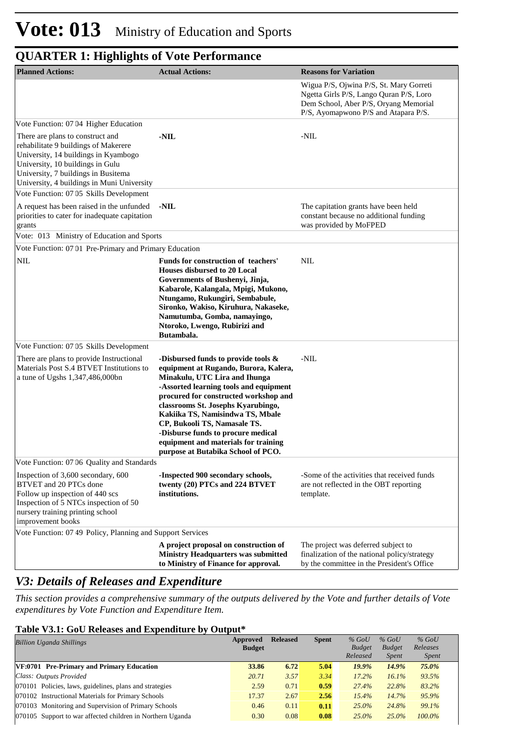# Vote: 013 Ministry of Education and Sports

## QUARTER 1: Highlights of Vote Performance

| Planned Actions: | Actual Actions: | Reasons for Variation |
|---|---|---|
| | | Wigua P/S, Ojwina P/S, St. Mary Gorreti Ngetta Girls P/S, Lango Quran P/S, Loro Dem School, Aber P/S, Oryang Memorial P/S, Ayomapwono P/S and Atapara P/S. |
| Vote Function: 07 04 Higher Education | | |
| There are plans to construct and rehabilitate 9 buildings of Makerere University, 14 buildings in Kyambogo University, 10 buildings in Gulu University, 7 buildings in Busitema University, 4 buildings in Muni University | **-NIL** | -NIL |
| Vote Function: 07 05 Skills Development | | |
| A request has been raised in the unfunded priorities to cater for inadequate capitation grants | **-NIL** | The capitation grants have been held constant because no additional funding was provided by MoFPED |
| Vote: 013 Ministry of Education and Sports | | |
| Vote Function: 07 01 Pre-Primary and Primary Education | | |
| NIL | **Funds for construction of teachers' Houses disbursed to 20 Local Governments of Bushenyi, Jinja, Kabarole, Kalangala, Mpigi, Mukono, Ntungamo, Rukungiri, Sembabule, Sironko, Wakiso, Kiruhura, Nakaseke, Namutumba, Gomba, namayingo, Ntoroko, Lwengo, Rubirizi and Butambala.** | NIL |
| Vote Function: 07 05 Skills Development | | |
| There are plans to provide Instructional Materials Post S.4 BTVET Institutions to a tune of Ugshs 1,347,486,000bn | **-Disbursed funds to provide tools & equipment at Rugando, Burora, Kalera, Minakulu, UTC Lira and Ihunga<br>-Assorted learning tools and equipment procured for constructed workshop and classrooms St. Josephs Kyarubingo, Kakiika TS, Namisindwa TS, Mbale CP, Bukooli TS, Namasale TS.<br>-Disburse funds to procure medical equipment and materials for training purpose at Butabika School of PCO.** | -NIL |
| Vote Function: 07 06 Quality and Standards | | |
| Inspection of 3,600 secondary, 600 BTVET and 20 PTCs done<br>Follow up inspection of 440 scs<br>Inspection of 5 NTCs inspection of 50 nursery training printing school improvement books | **-Inspected 900 secondary schools, twenty (20) PTCs and 224 BTVET institutions.** | -Some of the activities that received funds are not reflected in the OBT reporting template. |
| Vote Function: 07 49 Policy, Planning and Support Services | | |
| | **A project proposal on construction of Ministry Headquarters was submitted to Ministry of Finance for approval.** | The project was deferred subject to finalization of the national policy/strategy by the committee in the President's Office |

## *V3: Details of Releases and Expenditure*

*This section provides a comprehensive summary of the outputs delivered by the Vote and further details of Vote expenditures by Vote Function and Expenditure Item.*

### Table V3.1: GoU Releases and Expenditure by Output*

| *Billion Uganda Shillings* | Approved Budget | Released | Spent | *% GoU Budget Released* | *% GoU Budget Spent* | *% GoU Releases Spent* |
|---|---|---|---|---|---|---|
| **VF:0701 Pre-Primary and Primary Education** | **33.86** | **6.72** | **5.04** | ***19.9%*** | ***14.9%*** | ***75.0%*** |
| *Class: Outputs Provided* | *20.71* | *3.57* | *3.34* | *17.2%* | *16.1%* | *93.5%* |
| 070101 Policies, laws, guidelines, plans and strategies | 2.59 | 0.71 | **0.59** | *27.4%* | *22.8%* | *83.2%* |
| 070102 Instructional Materials for Primary Schools | 17.37 | 2.67 | **2.56** | *15.4%* | *14.7%* | *95.9%* |
| 070103 Monitoring and Supervision of Primary Schools | 0.46 | 0.11 | **0.11** | *25.0%* | *24.8%* | *99.1%* |
| 070105 Support to war affected children in Northern Uganda | 0.30 | 0.08 | **0.08** | *25.0%* | *25.0%* | *100.0%* |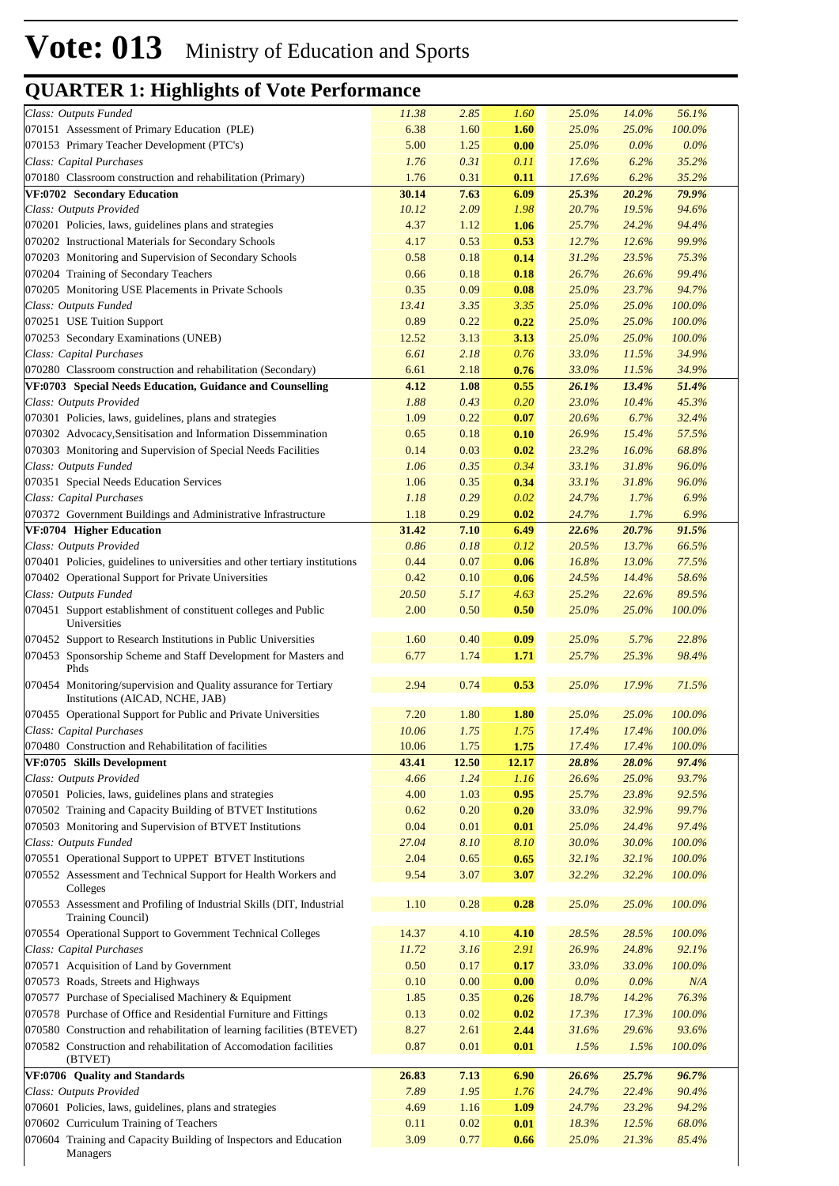# Vote: 013 Ministry of Education and Sports

## QUARTER 1: Highlights of Vote Performance

| | | | | | | |
|---|---|---|---|---|---|---|
| *Class: Outputs Funded* | *11.38* | *2.85* | *1.60* | *25.0%* | *14.0%* | *56.1%* |
| 070151 Assessment of Primary Education (PLE) | 6.38 | 1.60 | **1.60** | *25.0%* | *25.0%* | *100.0%* |
| 070153 Primary Teacher Development (PTC's) | 5.00 | 1.25 | **0.00** | *25.0%* | *0.0%* | *0.0%* |
| *Class: Capital Purchases* | *1.76* | *0.31* | *0.11* | *17.6%* | *6.2%* | *35.2%* |
| 070180 Classroom construction and rehabilitation (Primary) | 1.76 | 0.31 | **0.11** | *17.6%* | *6.2%* | *35.2%* |
| **VF:0702 Secondary Education** | **30.14** | **7.63** | **6.09** | ***25.3%*** | ***20.2%*** | ***79.9%*** |
| *Class: Outputs Provided* | *10.12* | *2.09* | *1.98* | *20.7%* | *19.5%* | *94.6%* |
| 070201 Policies, laws, guidelines plans and strategies | 4.37 | 1.12 | **1.06** | *25.7%* | *24.2%* | *94.4%* |
| 070202 Instructional Materials for Secondary Schools | 4.17 | 0.53 | **0.53** | *12.7%* | *12.6%* | *99.9%* |
| 070203 Monitoring and Supervision of Secondary Schools | 0.58 | 0.18 | **0.14** | *31.2%* | *23.5%* | *75.3%* |
| 070204 Training of Secondary Teachers | 0.66 | 0.18 | **0.18** | *26.7%* | *26.6%* | *99.4%* |
| 070205 Monitoring USE Placements in Private Schools | 0.35 | 0.09 | **0.08** | *25.0%* | *23.7%* | *94.7%* |
| *Class: Outputs Funded* | *13.41* | *3.35* | *3.35* | *25.0%* | *25.0%* | *100.0%* |
| 070251 USE Tuition Support | 0.89 | 0.22 | **0.22** | *25.0%* | *25.0%* | *100.0%* |
| 070253 Secondary Examinations (UNEB) | 12.52 | 3.13 | **3.13** | *25.0%* | *25.0%* | *100.0%* |
| *Class: Capital Purchases* | *6.61* | *2.18* | *0.76* | *33.0%* | *11.5%* | *34.9%* |
| 070280 Classroom construction and rehabilitation (Secondary) | 6.61 | 2.18 | **0.76** | *33.0%* | *11.5%* | *34.9%* |
| **VF:0703 Special Needs Education, Guidance and Counselling** | **4.12** | **1.08** | **0.55** | ***26.1%*** | ***13.4%*** | ***51.4%*** |
| *Class: Outputs Provided* | *1.88* | *0.43* | *0.20* | *23.0%* | *10.4%* | *45.3%* |
| 070301 Policies, laws, guidelines, plans and strategies | 1.09 | 0.22 | **0.07** | *20.6%* | *6.7%* | *32.4%* |
| 070302 Advocacy,Sensitisation and Information Dissemmination | 0.65 | 0.18 | **0.10** | *26.9%* | *15.4%* | *57.5%* |
| 070303 Monitoring and Supervision of Special Needs Facilities | 0.14 | 0.03 | **0.02** | *23.2%* | *16.0%* | *68.8%* |
| *Class: Outputs Funded* | *1.06* | *0.35* | *0.34* | *33.1%* | *31.8%* | *96.0%* |
| 070351 Special Needs Education Services | 1.06 | 0.35 | **0.34** | *33.1%* | *31.8%* | *96.0%* |
| *Class: Capital Purchases* | *1.18* | *0.29* | *0.02* | *24.7%* | *1.7%* | *6.9%* |
| 070372 Government Buildings and Administrative Infrastructure | 1.18 | 0.29 | **0.02** | *24.7%* | *1.7%* | *6.9%* |
| **VF:0704 Higher Education** | **31.42** | **7.10** | **6.49** | ***22.6%*** | ***20.7%*** | ***91.5%*** |
| *Class: Outputs Provided* | *0.86* | *0.18* | *0.12* | *20.5%* | *13.7%* | *66.5%* |
| 070401 Policies, guidelines to universities and other tertiary institutions | 0.44 | 0.07 | **0.06** | *16.8%* | *13.0%* | *77.5%* |
| 070402 Operational Support for Private Universities | 0.42 | 0.10 | **0.06** | *24.5%* | *14.4%* | *58.6%* |
| *Class: Outputs Funded* | *20.50* | *5.17* | *4.63* | *25.2%* | *22.6%* | *89.5%* |
| 070451 Support establishment of constituent colleges and Public Universities | 2.00 | 0.50 | **0.50** | *25.0%* | *25.0%* | *100.0%* |
| 070452 Support to Research Institutions in Public Universities | 1.60 | 0.40 | **0.09** | *25.0%* | *5.7%* | *22.8%* |
| 070453 Sponsorship Scheme and Staff Development for Masters and Phds | 6.77 | 1.74 | **1.71** | *25.7%* | *25.3%* | *98.4%* |
| 070454 Monitoring/supervision and Quality assurance for Tertiary Institutions (AICAD, NCHE, JAB) | 2.94 | 0.74 | **0.53** | *25.0%* | *17.9%* | *71.5%* |
| 070455 Operational Support for Public and Private Universities | 7.20 | 1.80 | **1.80** | *25.0%* | *25.0%* | *100.0%* |
| *Class: Capital Purchases* | *10.06* | *1.75* | *1.75* | *17.4%* | *17.4%* | *100.0%* |
| 070480 Construction and Rehabilitation of facilities | 10.06 | 1.75 | **1.75** | *17.4%* | *17.4%* | *100.0%* |
| **VF:0705 Skills Development** | **43.41** | **12.50** | **12.17** | ***28.8%*** | ***28.0%*** | ***97.4%*** |
| *Class: Outputs Provided* | *4.66* | *1.24* | *1.16* | *26.6%* | *25.0%* | *93.7%* |
| 070501 Policies, laws, guidelines plans and strategies | 4.00 | 1.03 | **0.95** | *25.7%* | *23.8%* | *92.5%* |
| 070502 Training and Capacity Building of BTVET Institutions | 0.62 | 0.20 | **0.20** | *33.0%* | *32.9%* | *99.7%* |
| 070503 Monitoring and Supervision of BTVET Institutions | 0.04 | 0.01 | **0.01** | *25.0%* | *24.4%* | *97.4%* |
| *Class: Outputs Funded* | *27.04* | *8.10* | *8.10* | *30.0%* | *30.0%* | *100.0%* |
| 070551 Operational Support to UPPET BTVET Institutions | 2.04 | 0.65 | **0.65** | *32.1%* | *32.1%* | *100.0%* |
| 070552 Assessment and Technical Support for Health Workers and Colleges | 9.54 | 3.07 | **3.07** | *32.2%* | *32.2%* | *100.0%* |
| 070553 Assessment and Profiling of Industrial Skills (DIT, Industrial Training Council) | 1.10 | 0.28 | **0.28** | *25.0%* | *25.0%* | *100.0%* |
| 070554 Operational Support to Government Technical Colleges | 14.37 | 4.10 | **4.10** | *28.5%* | *28.5%* | *100.0%* |
| *Class: Capital Purchases* | *11.72* | *3.16* | *2.91* | *26.9%* | *24.8%* | *92.1%* |
| 070571 Acquisition of Land by Government | 0.50 | 0.17 | **0.17** | *33.0%* | *33.0%* | *100.0%* |
| 070573 Roads, Streets and Highways | 0.10 | 0.00 | **0.00** | *0.0%* | *0.0%* | *N/A* |
| 070577 Purchase of Specialised Machinery & Equipment | 1.85 | 0.35 | **0.26** | *18.7%* | *14.2%* | *76.3%* |
| 070578 Purchase of Office and Residential Furniture and Fittings | 0.13 | 0.02 | **0.02** | *17.3%* | *17.3%* | *100.0%* |
| 070580 Construction and rehabilitation of learning facilities (BTEVET) | 8.27 | 2.61 | **2.44** | *31.6%* | *29.6%* | *93.6%* |
| 070582 Construction and rehabilitation of Accomodation facilities (BTVET) | 0.87 | 0.01 | **0.01** | *1.5%* | *1.5%* | *100.0%* |
| **VF:0706 Quality and Standards** | **26.83** | **7.13** | **6.90** | ***26.6%*** | ***25.7%*** | ***96.7%*** |
| *Class: Outputs Provided* | *7.89* | *1.95* | *1.76* | *24.7%* | *22.4%* | *90.4%* |
| 070601 Policies, laws, guidelines, plans and strategies | 4.69 | 1.16 | **1.09** | *24.7%* | *23.2%* | *94.2%* |
| 070602 Curriculum Training of Teachers | 0.11 | 0.02 | **0.01** | *18.3%* | *12.5%* | *68.0%* |
| 070604 Training and Capacity Building of Inspectors and Education Managers | 3.09 | 0.77 | **0.66** | *25.0%* | *21.3%* | *85.4%* |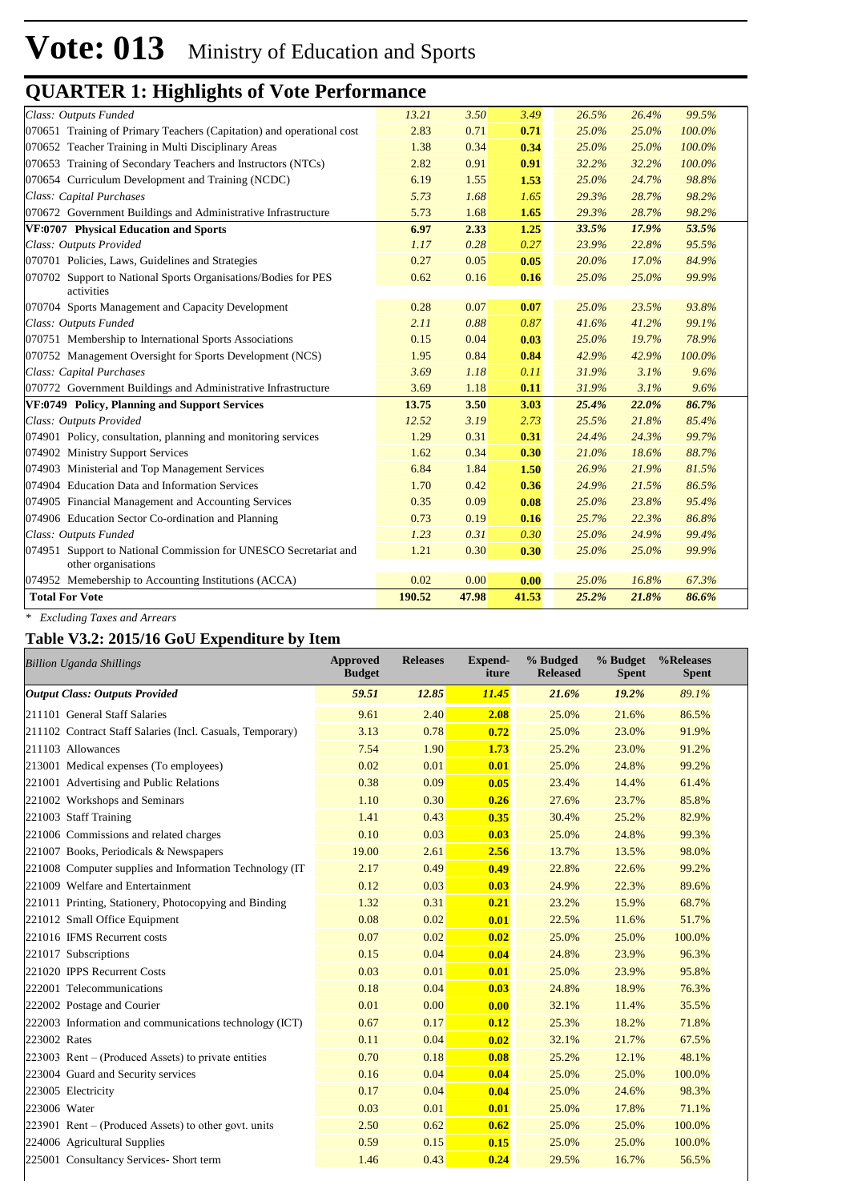# Vote: 013 Ministry of Education and Sports

## QUARTER 1: Highlights of Vote Performance

| | | | | | | |
|---|---|---|---|---|---|---|
| *Class: Outputs Funded* | *13.21* | *3.50* | *3.49* | *26.5%* | *26.4%* | *99.5%* |
| 070651 Training of Primary Teachers (Capitation) and operational cost | 2.83 | 0.71 | **0.71** | *25.0%* | *25.0%* | *100.0%* |
| 070652 Teacher Training in Multi Disciplinary Areas | 1.38 | 0.34 | **0.34** | *25.0%* | *25.0%* | *100.0%* |
| 070653 Training of Secondary Teachers and Instructors (NTCs) | 2.82 | 0.91 | **0.91** | *32.2%* | *32.2%* | *100.0%* |
| 070654 Curriculum Development and Training (NCDC) | 6.19 | 1.55 | **1.53** | *25.0%* | *24.7%* | *98.8%* |
| *Class: Capital Purchases* | *5.73* | *1.68* | *1.65* | *29.3%* | *28.7%* | *98.2%* |
| 070672 Government Buildings and Administrative Infrastructure | 5.73 | 1.68 | **1.65** | *29.3%* | *28.7%* | *98.2%* |
| **VF:0707 Physical Education and Sports** | **6.97** | **2.33** | **1.25** | ***33.5%*** | ***17.9%*** | ***53.5%*** |
| *Class: Outputs Provided* | *1.17* | *0.28* | *0.27* | *23.9%* | *22.8%* | *95.5%* |
| 070701 Policies, Laws, Guidelines and Strategies | 0.27 | 0.05 | **0.05** | *20.0%* | *17.0%* | *84.9%* |
| 070702 Support to National Sports Organisations/Bodies for PES activities | 0.62 | 0.16 | **0.16** | *25.0%* | *25.0%* | *99.9%* |
| 070704 Sports Management and Capacity Development | 0.28 | 0.07 | **0.07** | *25.0%* | *23.5%* | *93.8%* |
| *Class: Outputs Funded* | *2.11* | *0.88* | *0.87* | *41.6%* | *41.2%* | *99.1%* |
| 070751 Membership to International Sports Associations | 0.15 | 0.04 | **0.03** | *25.0%* | *19.7%* | *78.9%* |
| 070752 Management Oversight for Sports Development (NCS) | 1.95 | 0.84 | **0.84** | *42.9%* | *42.9%* | *100.0%* |
| *Class: Capital Purchases* | *3.69* | *1.18* | *0.11* | *31.9%* | *3.1%* | *9.6%* |
| 070772 Government Buildings and Administrative Infrastructure | 3.69 | 1.18 | **0.11** | *31.9%* | *3.1%* | *9.6%* |
| **VF:0749 Policy, Planning and Support Services** | **13.75** | **3.50** | **3.03** | ***25.4%*** | ***22.0%*** | ***86.7%*** |
| *Class: Outputs Provided* | *12.52* | *3.19* | *2.73* | *25.5%* | *21.8%* | *85.4%* |
| 074901 Policy, consultation, planning and monitoring services | 1.29 | 0.31 | **0.31** | *24.4%* | *24.3%* | *99.7%* |
| 074902 Ministry Support Services | 1.62 | 0.34 | **0.30** | *21.0%* | *18.6%* | *88.7%* |
| 074903 Ministerial and Top Management Services | 6.84 | 1.84 | **1.50** | *26.9%* | *21.9%* | *81.5%* |
| 074904 Education Data and Information Services | 1.70 | 0.42 | **0.36** | *24.9%* | *21.5%* | *86.5%* |
| 074905 Financial Management and Accounting Services | 0.35 | 0.09 | **0.08** | *25.0%* | *23.8%* | *95.4%* |
| 074906 Education Sector Co-ordination and Planning | 0.73 | 0.19 | **0.16** | *25.7%* | *22.3%* | *86.8%* |
| *Class: Outputs Funded* | *1.23* | *0.31* | *0.30* | *25.0%* | *24.9%* | *99.4%* |
| 074951 Support to National Commission for UNESCO Secretariat and other organisations | 1.21 | 0.30 | **0.30** | *25.0%* | *25.0%* | *99.9%* |
| 074952 Memebership to Accounting Institutions (ACCA) | 0.02 | 0.00 | **0.00** | *25.0%* | *16.8%* | *67.3%* |
| **Total For Vote** | **190.52** | **47.98** | **41.53** | ***25.2%*** | ***21.8%*** | ***86.6%*** |

*\* Excluding Taxes and Arrears*

### Table V3.2: 2015/16 GoU Expenditure by Item

| *Billion Uganda Shillings* | Approved Budget | Releases | Expend-iture | % Budged Released | % Budget Spent | %Releases Spent |
|---|---|---|---|---|---|---|
| ***Output Class: Outputs Provided*** | ***59.51*** | ***12.85*** | ***11.45*** | ***21.6%*** | ***19.2%*** | ***89.1%*** |
| 211101 General Staff Salaries | 9.61 | 2.40 | **2.08** | 25.0% | 21.6% | 86.5% |
| 211102 Contract Staff Salaries (Incl. Casuals, Temporary) | 3.13 | 0.78 | **0.72** | 25.0% | 23.0% | 91.9% |
| 211103 Allowances | 7.54 | 1.90 | **1.73** | 25.2% | 23.0% | 91.2% |
| 213001 Medical expenses (To employees) | 0.02 | 0.01 | **0.01** | 25.0% | 24.8% | 99.2% |
| 221001 Advertising and Public Relations | 0.38 | 0.09 | **0.05** | 23.4% | 14.4% | 61.4% |
| 221002 Workshops and Seminars | 1.10 | 0.30 | **0.26** | 27.6% | 23.7% | 85.8% |
| 221003 Staff Training | 1.41 | 0.43 | **0.35** | 30.4% | 25.2% | 82.9% |
| 221006 Commissions and related charges | 0.10 | 0.03 | **0.03** | 25.0% | 24.8% | 99.3% |
| 221007 Books, Periodicals & Newspapers | 19.00 | 2.61 | **2.56** | 13.7% | 13.5% | 98.0% |
| 221008 Computer supplies and Information Technology (IT | 2.17 | 0.49 | **0.49** | 22.8% | 22.6% | 99.2% |
| 221009 Welfare and Entertainment | 0.12 | 0.03 | **0.03** | 24.9% | 22.3% | 89.6% |
| 221011 Printing, Stationery, Photocopying and Binding | 1.32 | 0.31 | **0.21** | 23.2% | 15.9% | 68.7% |
| 221012 Small Office Equipment | 0.08 | 0.02 | **0.01** | 22.5% | 11.6% | 51.7% |
| 221016 IFMS Recurrent costs | 0.07 | 0.02 | **0.02** | 25.0% | 25.0% | 100.0% |
| 221017 Subscriptions | 0.15 | 0.04 | **0.04** | 24.8% | 23.9% | 96.3% |
| 221020 IPPS Recurrent Costs | 0.03 | 0.01 | **0.01** | 25.0% | 23.9% | 95.8% |
| 222001 Telecommunications | 0.18 | 0.04 | **0.03** | 24.8% | 18.9% | 76.3% |
| 222002 Postage and Courier | 0.01 | 0.00 | **0.00** | 32.1% | 11.4% | 35.5% |
| 222003 Information and communications technology (ICT) | 0.67 | 0.17 | **0.12** | 25.3% | 18.2% | 71.8% |
| 223002 Rates | 0.11 | 0.04 | **0.02** | 32.1% | 21.7% | 67.5% |
| 223003 Rent – (Produced Assets) to private entities | 0.70 | 0.18 | **0.08** | 25.2% | 12.1% | 48.1% |
| 223004 Guard and Security services | 0.16 | 0.04 | **0.04** | 25.0% | 25.0% | 100.0% |
| 223005 Electricity | 0.17 | 0.04 | **0.04** | 25.0% | 24.6% | 98.3% |
| 223006 Water | 0.03 | 0.01 | **0.01** | 25.0% | 17.8% | 71.1% |
| 223901 Rent – (Produced Assets) to other govt. units | 2.50 | 0.62 | **0.62** | 25.0% | 25.0% | 100.0% |
| 224006 Agricultural Supplies | 0.59 | 0.15 | **0.15** | 25.0% | 25.0% | 100.0% |
| 225001 Consultancy Services- Short term | 1.46 | 0.43 | **0.24** | 29.5% | 16.7% | 56.5% |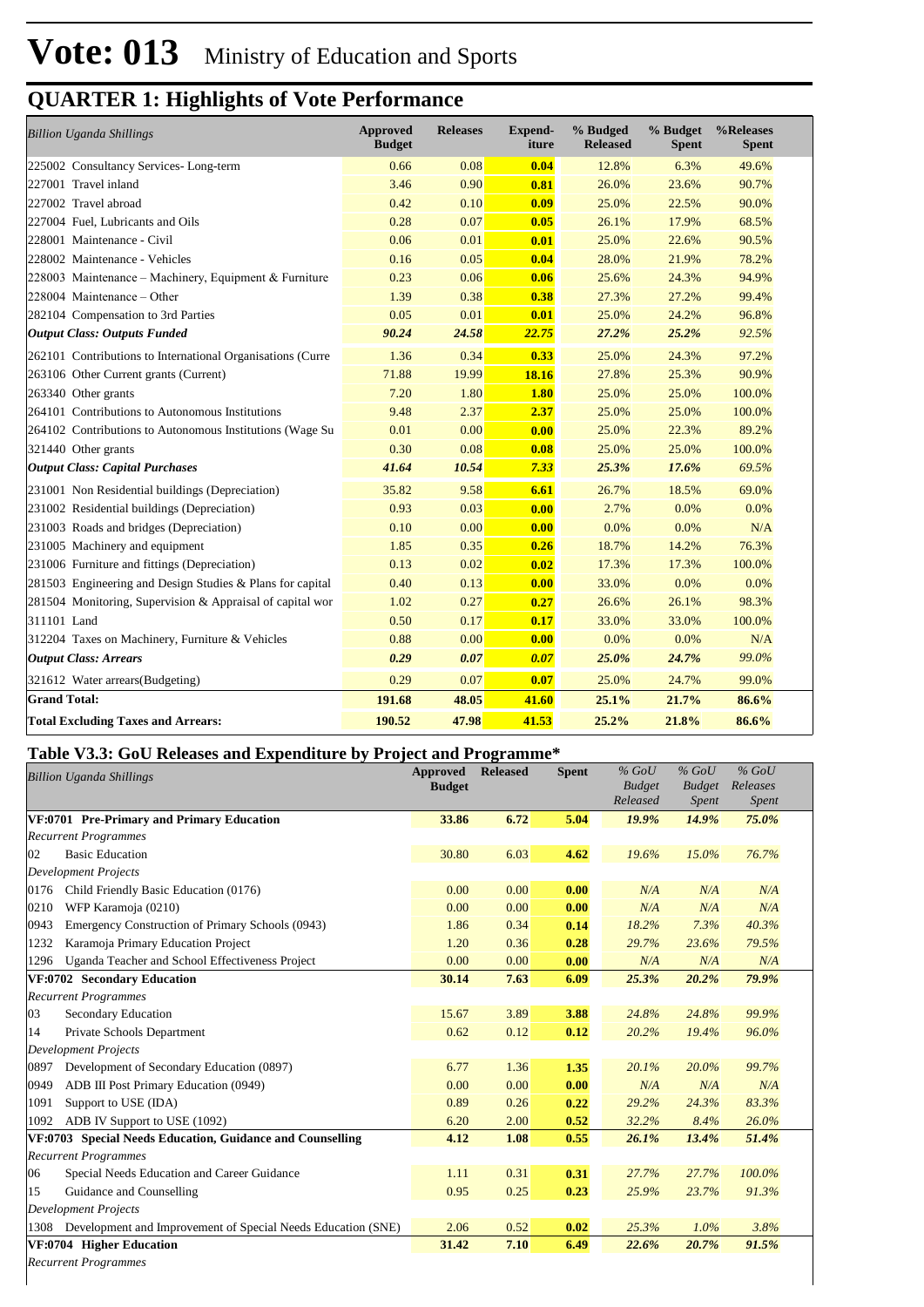# Vote: 013 Ministry of Education and Sports

## QUARTER 1: Highlights of Vote Performance

| *Billion Uganda Shillings* | Approved Budget | Releases | Expend-iture | % Budged Released | % Budget Spent | %Releases Spent |
|---|---|---|---|---|---|---|
| 225002 Consultancy Services- Long-term | 0.66 | 0.08 | **0.04** | 12.8% | 6.3% | 49.6% |
| 227001 Travel inland | 3.46 | 0.90 | **0.81** | 26.0% | 23.6% | 90.7% |
| 227002 Travel abroad | 0.42 | 0.10 | **0.09** | 25.0% | 22.5% | 90.0% |
| 227004 Fuel, Lubricants and Oils | 0.28 | 0.07 | **0.05** | 26.1% | 17.9% | 68.5% |
| 228001 Maintenance - Civil | 0.06 | 0.01 | **0.01** | 25.0% | 22.6% | 90.5% |
| 228002 Maintenance - Vehicles | 0.16 | 0.05 | **0.04** | 28.0% | 21.9% | 78.2% |
| 228003 Maintenance – Machinery, Equipment & Furniture | 0.23 | 0.06 | **0.06** | 25.6% | 24.3% | 94.9% |
| 228004 Maintenance – Other | 1.39 | 0.38 | **0.38** | 27.3% | 27.2% | 99.4% |
| 282104 Compensation to 3rd Parties | 0.05 | 0.01 | **0.01** | 25.0% | 24.2% | 96.8% |
| ***Output Class: Outputs Funded*** | ***90.24*** | ***24.58*** | ***22.75*** | ***27.2%*** | ***25.2%*** | ***92.5%*** |
| 262101 Contributions to International Organisations (Curre | 1.36 | 0.34 | **0.33** | 25.0% | 24.3% | 97.2% |
| 263106 Other Current grants (Current) | 71.88 | 19.99 | **18.16** | 27.8% | 25.3% | 90.9% |
| 263340 Other grants | 7.20 | 1.80 | **1.80** | 25.0% | 25.0% | 100.0% |
| 264101 Contributions to Autonomous Institutions | 9.48 | 2.37 | **2.37** | 25.0% | 25.0% | 100.0% |
| 264102 Contributions to Autonomous Institutions (Wage Su | 0.01 | 0.00 | **0.00** | 25.0% | 22.3% | 89.2% |
| 321440 Other grants | 0.30 | 0.08 | **0.08** | 25.0% | 25.0% | 100.0% |
| ***Output Class: Capital Purchases*** | ***41.64*** | ***10.54*** | ***7.33*** | ***25.3%*** | ***17.6%*** | ***69.5%*** |
| 231001 Non Residential buildings (Depreciation) | 35.82 | 9.58 | **6.61** | 26.7% | 18.5% | 69.0% |
| 231002 Residential buildings (Depreciation) | 0.93 | 0.03 | **0.00** | 2.7% | 0.0% | 0.0% |
| 231003 Roads and bridges (Depreciation) | 0.10 | 0.00 | **0.00** | 0.0% | 0.0% | N/A |
| 231005 Machinery and equipment | 1.85 | 0.35 | **0.26** | 18.7% | 14.2% | 76.3% |
| 231006 Furniture and fittings (Depreciation) | 0.13 | 0.02 | **0.02** | 17.3% | 17.3% | 100.0% |
| 281503 Engineering and Design Studies & Plans for capital | 0.40 | 0.13 | **0.00** | 33.0% | 0.0% | 0.0% |
| 281504 Monitoring, Supervision & Appraisal of capital wor | 1.02 | 0.27 | **0.27** | 26.6% | 26.1% | 98.3% |
| 311101 Land | 0.50 | 0.17 | **0.17** | 33.0% | 33.0% | 100.0% |
| 312204 Taxes on Machinery, Furniture & Vehicles | 0.88 | 0.00 | **0.00** | 0.0% | 0.0% | N/A |
| ***Output Class: Arrears*** | ***0.29*** | ***0.07*** | ***0.07*** | ***25.0%*** | ***24.7%*** | ***99.0%*** |
| 321612 Water arrears(Budgeting) | 0.29 | 0.07 | **0.07** | 25.0% | 24.7% | 99.0% |
| **Grand Total:** | **191.68** | **48.05** | **41.60** | **25.1%** | **21.7%** | **86.6%** |
| **Total Excluding Taxes and Arrears:** | **190.52** | **47.98** | **41.53** | **25.2%** | **21.8%** | **86.6%** |

### Table V3.3: GoU Releases and Expenditure by Project and Programme*

| *Billion Uganda Shillings* | Approved Budget | Released | Spent | *% GoU Budget Released* | *% GoU Budget Spent* | *% GoU Releases Spent* |
|---|---|---|---|---|---|---|
| **VF:0701 Pre-Primary and Primary Education** | **33.86** | **6.72** | **5.04** | ***19.9%*** | ***14.9%*** | ***75.0%*** |
| *Recurrent Programmes* | | | | | | |
| 02 Basic Education | 30.80 | 6.03 | **4.62** | *19.6%* | *15.0%* | *76.7%* |
| *Development Projects* | | | | | | |
| 0176 Child Friendly Basic Education (0176) | 0.00 | 0.00 | **0.00** | *N/A* | *N/A* | *N/A* |
| 0210 WFP Karamoja (0210) | 0.00 | 0.00 | **0.00** | *N/A* | *N/A* | *N/A* |
| 0943 Emergency Construction of Primary Schools (0943) | 1.86 | 0.34 | **0.14** | *18.2%* | *7.3%* | *40.3%* |
| 1232 Karamoja Primary Education Project | 1.20 | 0.36 | **0.28** | *29.7%* | *23.6%* | *79.5%* |
| 1296 Uganda Teacher and School Effectiveness Project | 0.00 | 0.00 | **0.00** | *N/A* | *N/A* | *N/A* |
| **VF:0702 Secondary Education** | **30.14** | **7.63** | **6.09** | ***25.3%*** | ***20.2%*** | ***79.9%*** |
| *Recurrent Programmes* | | | | | | |
| 03 Secondary Education | 15.67 | 3.89 | **3.88** | *24.8%* | *24.8%* | *99.9%* |
| 14 Private Schools Department | 0.62 | 0.12 | **0.12** | *20.2%* | *19.4%* | *96.0%* |
| *Development Projects* | | | | | | |
| 0897 Development of Secondary Education (0897) | 6.77 | 1.36 | **1.35** | *20.1%* | *20.0%* | *99.7%* |
| 0949 ADB III Post Primary Education (0949) | 0.00 | 0.00 | **0.00** | *N/A* | *N/A* | *N/A* |
| 1091 Support to USE (IDA) | 0.89 | 0.26 | **0.22** | *29.2%* | *24.3%* | *83.3%* |
| 1092 ADB IV Support to USE (1092) | 6.20 | 2.00 | **0.52** | *32.2%* | *8.4%* | *26.0%* |
| **VF:0703 Special Needs Education, Guidance and Counselling** | **4.12** | **1.08** | **0.55** | ***26.1%*** | ***13.4%*** | ***51.4%*** |
| *Recurrent Programmes* | | | | | | |
| 06 Special Needs Education and Career Guidance | 1.11 | 0.31 | **0.31** | *27.7%* | *27.7%* | *100.0%* |
| 15 Guidance and Counselling | 0.95 | 0.25 | **0.23** | *25.9%* | *23.7%* | *91.3%* |
| *Development Projects* | | | | | | |
| 1308 Development and Improvement of Special Needs Education (SNE) | 2.06 | 0.52 | **0.02** | *25.3%* | *1.0%* | *3.8%* |
| **VF:0704 Higher Education** | **31.42** | **7.10** | **6.49** | ***22.6%*** | ***20.7%*** | ***91.5%*** |
| *Recurrent Programmes* | | | | | | |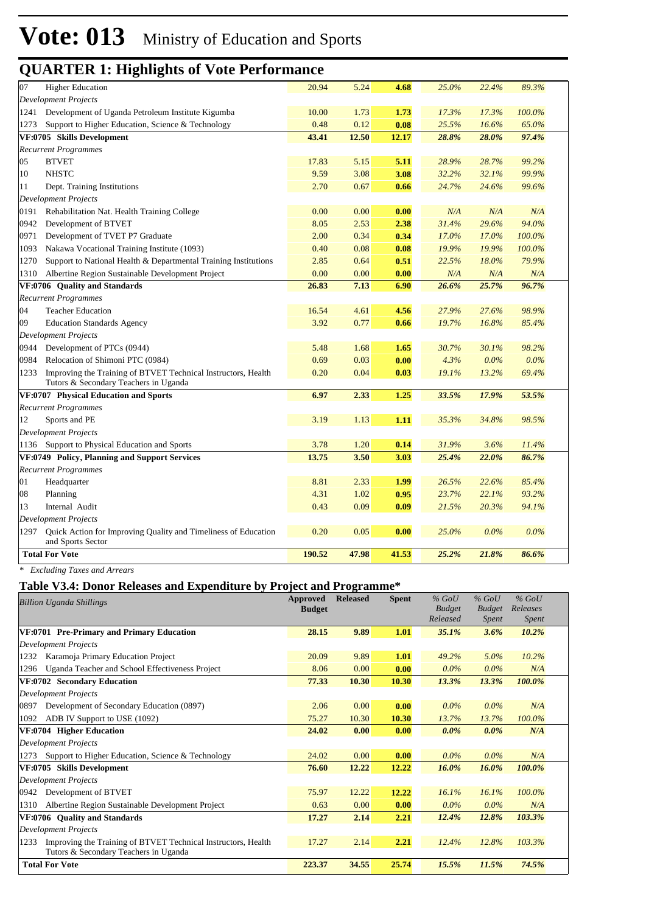# Vote: 013 Ministry of Education and Sports

## QUARTER 1: Highlights of Vote Performance

| | | | | | | | |
|---|---|---|---|---|---|---|---|
| 07 | Higher Education | 20.94 | 5.24 | **4.68** | *25.0%* | *22.4%* | *89.3%* |
| *Development Projects* | | | | | | | |
| 1241 | Development of Uganda Petroleum Institute Kigumba | 10.00 | 1.73 | **1.73** | *17.3%* | *17.3%* | *100.0%* |
| 1273 | Support to Higher Education, Science & Technology | 0.48 | 0.12 | **0.08** | *25.5%* | *16.6%* | *65.0%* |
| **VF:0705 Skills Development** | | **43.41** | **12.50** | **12.17** | ***28.8%*** | ***28.0%*** | ***97.4%*** |
| *Recurrent Programmes* | | | | | | | |
| 05 | BTVET | 17.83 | 5.15 | **5.11** | *28.9%* | *28.7%* | *99.2%* |
| 10 | NHSTC | 9.59 | 3.08 | **3.08** | *32.2%* | *32.1%* | *99.9%* |
| 11 | Dept. Training Institutions | 2.70 | 0.67 | **0.66** | *24.7%* | *24.6%* | *99.6%* |
| *Development Projects* | | | | | | | |
| 0191 | Rehabilitation Nat. Health Training College | 0.00 | 0.00 | **0.00** | *N/A* | *N/A* | *N/A* |
| 0942 | Development of BTVET | 8.05 | 2.53 | **2.38** | *31.4%* | *29.6%* | *94.0%* |
| 0971 | Development of TVET P7 Graduate | 2.00 | 0.34 | **0.34** | *17.0%* | *17.0%* | *100.0%* |
| 1093 | Nakawa Vocational Training Institute (1093) | 0.40 | 0.08 | **0.08** | *19.9%* | *19.9%* | *100.0%* |
| 1270 | Support to National Health & Departmental Training Institutions | 2.85 | 0.64 | **0.51** | *22.5%* | *18.0%* | *79.9%* |
| 1310 | Albertine Region Sustainable Development Project | 0.00 | 0.00 | **0.00** | *N/A* | *N/A* | *N/A* |
| **VF:0706 Quality and Standards** | | **26.83** | **7.13** | **6.90** | ***26.6%*** | ***25.7%*** | ***96.7%*** |
| *Recurrent Programmes* | | | | | | | |
| 04 | Teacher Education | 16.54 | 4.61 | **4.56** | *27.9%* | *27.6%* | *98.9%* |
| 09 | Education Standards Agency | 3.92 | 0.77 | **0.66** | *19.7%* | *16.8%* | *85.4%* |
| *Development Projects* | | | | | | | |
| 0944 | Development of PTCs (0944) | 5.48 | 1.68 | **1.65** | *30.7%* | *30.1%* | *98.2%* |
| 0984 | Relocation of Shimoni PTC (0984) | 0.69 | 0.03 | **0.00** | *4.3%* | *0.0%* | *0.0%* |
| 1233 | Improving the Training of BTVET Technical Instructors, Health Tutors & Secondary Teachers in Uganda | 0.20 | 0.04 | **0.03** | *19.1%* | *13.2%* | *69.4%* |
| **VF:0707 Physical Education and Sports** | | **6.97** | **2.33** | **1.25** | ***33.5%*** | ***17.9%*** | ***53.5%*** |
| *Recurrent Programmes* | | | | | | | |
| 12 | Sports and PE | 3.19 | 1.13 | **1.11** | *35.3%* | *34.8%* | *98.5%* |
| *Development Projects* | | | | | | | |
| 1136 | Support to Physical Education and Sports | 3.78 | 1.20 | **0.14** | *31.9%* | *3.6%* | *11.4%* |
| **VF:0749 Policy, Planning and Support Services** | | **13.75** | **3.50** | **3.03** | ***25.4%*** | ***22.0%*** | ***86.7%*** |
| *Recurrent Programmes* | | | | | | | |
| 01 | Headquarter | 8.81 | 2.33 | **1.99** | *26.5%* | *22.6%* | *85.4%* |
| 08 | Planning | 4.31 | 1.02 | **0.95** | *23.7%* | *22.1%* | *93.2%* |
| 13 | Internal Audit | 0.43 | 0.09 | **0.09** | *21.5%* | *20.3%* | *94.1%* |
| *Development Projects* | | | | | | | |
| 1297 | Quick Action for Improving Quality and Timeliness of Education and Sports Sector | 0.20 | 0.05 | **0.00** | *25.0%* | *0.0%* | *0.0%* |
| **Total For Vote** | | **190.52** | **47.98** | **41.53** | ***25.2%*** | ***21.8%*** | ***86.6%*** |

*\* Excluding Taxes and Arrears*

### Table V3.4: Donor Releases and Expenditure by Project and Programme*

| *Billion Uganda Shillings* | | **Approved Budget** | **Released** | **Spent** | *% GoU Budget Released* | *% GoU Budget Spent* | *% GoU Releases Spent* |
|---|---|---|---|---|---|---|---|
| **VF:0701 Pre-Primary and Primary Education** | | **28.15** | **9.89** | **1.01** | ***35.1%*** | ***3.6%*** | ***10.2%*** |
| *Development Projects* | | | | | | | |
| 1232 | Karamoja Primary Education Project | 20.09 | 9.89 | **1.01** | *49.2%* | *5.0%* | *10.2%* |
| 1296 | Uganda Teacher and School Effectiveness Project | 8.06 | 0.00 | **0.00** | *0.0%* | *0.0%* | *N/A* |
| **VF:0702 Secondary Education** | | **77.33** | **10.30** | **10.30** | ***13.3%*** | ***13.3%*** | ***100.0%*** |
| *Development Projects* | | | | | | | |
| 0897 | Development of Secondary Education (0897) | 2.06 | 0.00 | **0.00** | *0.0%* | *0.0%* | *N/A* |
| 1092 | ADB IV Support to USE (1092) | 75.27 | 10.30 | **10.30** | *13.7%* | *13.7%* | *100.0%* |
| **VF:0704 Higher Education** | | **24.02** | **0.00** | **0.00** | ***0.0%*** | ***0.0%*** | ***N/A*** |
| *Development Projects* | | | | | | | |
| 1273 | Support to Higher Education, Science & Technology | 24.02 | 0.00 | **0.00** | *0.0%* | *0.0%* | *N/A* |
| **VF:0705 Skills Development** | | **76.60** | **12.22** | **12.22** | ***16.0%*** | ***16.0%*** | ***100.0%*** |
| *Development Projects* | | | | | | | |
| 0942 | Development of BTVET | 75.97 | 12.22 | **12.22** | *16.1%* | *16.1%* | *100.0%* |
| 1310 | Albertine Region Sustainable Development Project | 0.63 | 0.00 | **0.00** | *0.0%* | *0.0%* | *N/A* |
| **VF:0706 Quality and Standards** | | **17.27** | **2.14** | **2.21** | ***12.4%*** | ***12.8%*** | ***103.3%*** |
| *Development Projects* | | | | | | | |
| 1233 | Improving the Training of BTVET Technical Instructors, Health Tutors & Secondary Teachers in Uganda | 17.27 | 2.14 | **2.21** | *12.4%* | *12.8%* | *103.3%* |
| **Total For Vote** | | **223.37** | **34.55** | **25.74** | ***15.5%*** | ***11.5%*** | ***74.5%*** |